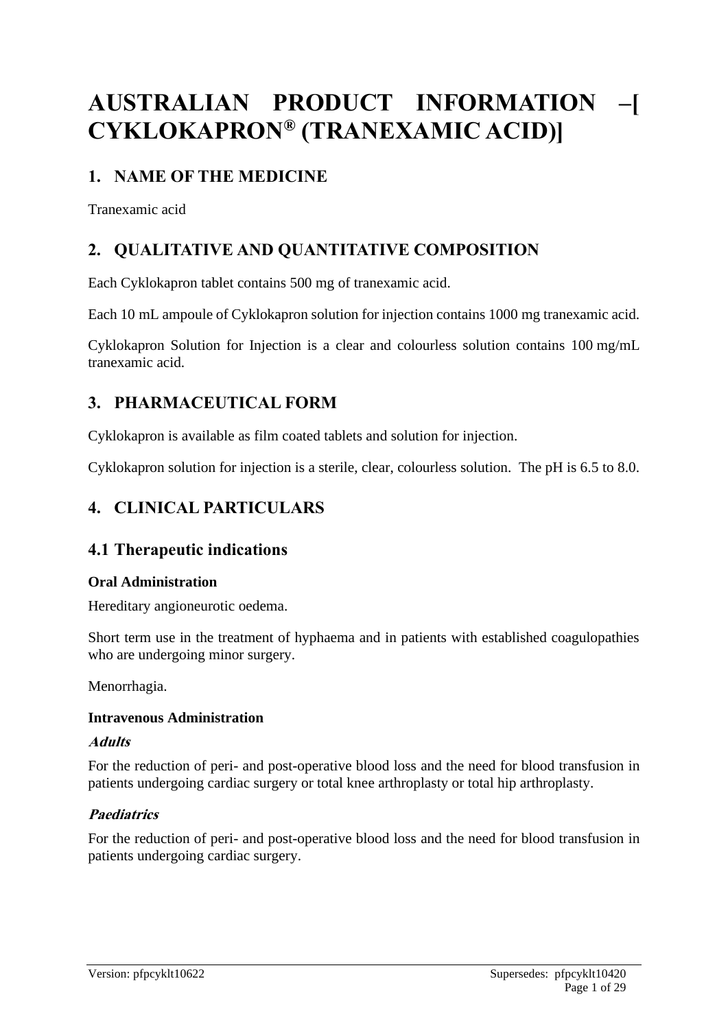# AUSTRALIAN PRODUCT INFORMATION –[ CYKLOKAPRON® (TRANEXAMIC ACID)]

## 1. NAME OF THE MEDICINE

Tranexamic acid

## 2. QUALITATIVE AND QUANTITATIVE COMPOSITION

Each Cyklokapron tablet contains 500 mg of tranexamic acid.

Each 10 mL ampoule of Cyklokapron solution for injection contains 1000 mg tranexamic acid.

Cyklokapron Solution for Injection is a clear and colourless solution contains 100 mg/mL tranexamic acid.

## 3. PHARMACEUTICAL FORM

Cyklokapron is available as film coated tablets and solution for injection.

Cyklokapron solution for injection is a sterile, clear, colourless solution. The pH is 6.5 to 8.0.

## 4. CLINICAL PARTICULARS

### 4.1 Therapeutic indications

**Oral Administration**

Hereditary angioneurotic oedema.

Short term use in the treatment of hyphaema and in patients with established coagulopathies who are undergoing minor surgery.

Menorrhagia.

**Intravenous Administration**

***Adults***

For the reduction of peri- and post-operative blood loss and the need for blood transfusion in patients undergoing cardiac surgery or total knee arthroplasty or total hip arthroplasty.

***Paediatrics***

For the reduction of peri- and post-operative blood loss and the need for blood transfusion in patients undergoing cardiac surgery.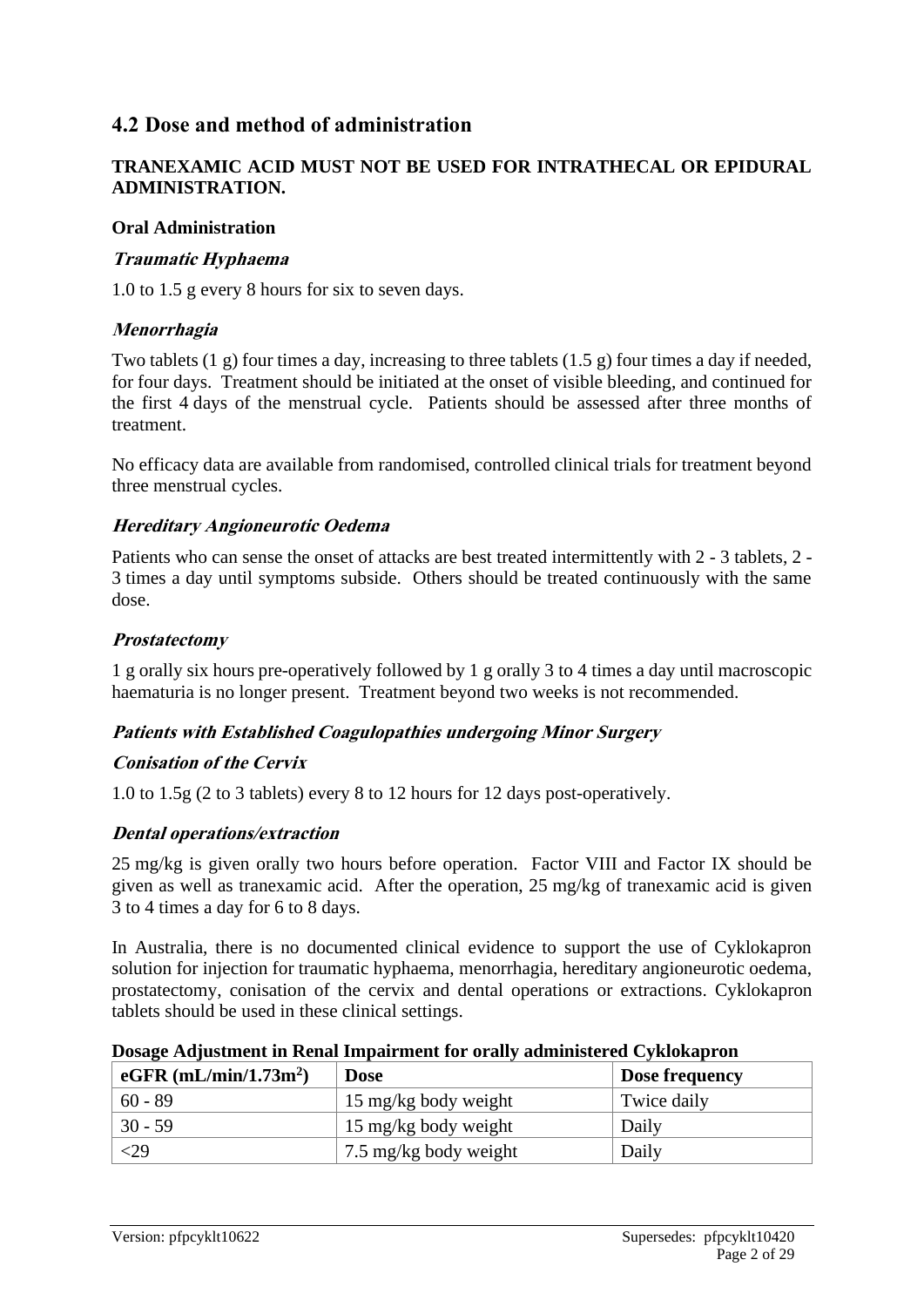## 4.2 Dose and method of administration

**TRANEXAMIC ACID MUST NOT BE USED FOR INTRATHECAL OR EPIDURAL ADMINISTRATION.**

**Oral Administration**

***Traumatic Hyphaema***

1.0 to 1.5 g every 8 hours for six to seven days.

***Menorrhagia***

Two tablets (1 g) four times a day, increasing to three tablets (1.5 g) four times a day if needed, for four days. Treatment should be initiated at the onset of visible bleeding, and continued for the first 4 days of the menstrual cycle. Patients should be assessed after three months of treatment.

No efficacy data are available from randomised, controlled clinical trials for treatment beyond three menstrual cycles.

***Hereditary Angioneurotic Oedema***

Patients who can sense the onset of attacks are best treated intermittently with 2 - 3 tablets, 2 - 3 times a day until symptoms subside. Others should be treated continuously with the same dose.

***Prostatectomy***

1 g orally six hours pre-operatively followed by 1 g orally 3 to 4 times a day until macroscopic haematuria is no longer present. Treatment beyond two weeks is not recommended.

***Patients with Established Coagulopathies undergoing Minor Surgery***

***Conisation of the Cervix***

1.0 to 1.5g (2 to 3 tablets) every 8 to 12 hours for 12 days post-operatively.

***Dental operations/extraction***

25 mg/kg is given orally two hours before operation. Factor VIII and Factor IX should be given as well as tranexamic acid. After the operation, 25 mg/kg of tranexamic acid is given 3 to 4 times a day for 6 to 8 days.

In Australia, there is no documented clinical evidence to support the use of Cyklokapron solution for injection for traumatic hyphaema, menorrhagia, hereditary angioneurotic oedema, prostatectomy, conisation of the cervix and dental operations or extractions. Cyklokapron tablets should be used in these clinical settings.

**Dosage Adjustment in Renal Impairment for orally administered Cyklokapron**

| **eGFR (mL/min/1.73m$^2$)** | **Dose** | **Dose frequency** |
|---|---|---|
| 60 - 89 | 15 mg/kg body weight | Twice daily |
| 30 - 59 | 15 mg/kg body weight | Daily |
| <29 | 7.5 mg/kg body weight | Daily |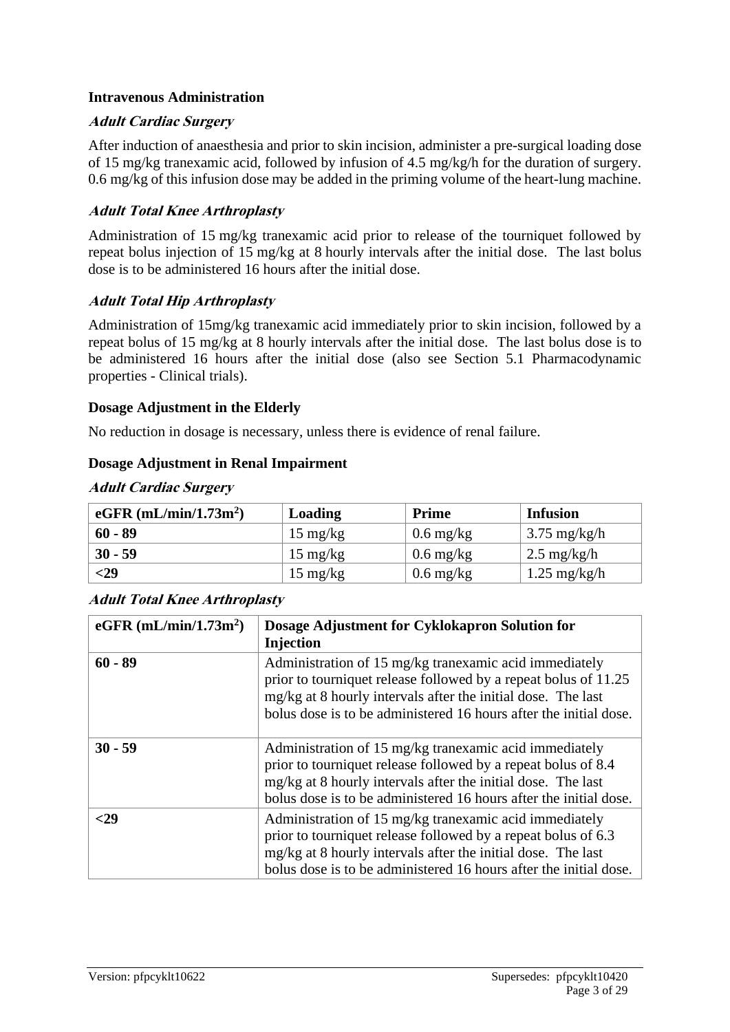### Intravenous Administration

#### *Adult Cardiac Surgery*

After induction of anaesthesia and prior to skin incision, administer a pre-surgical loading dose of 15 mg/kg tranexamic acid, followed by infusion of 4.5 mg/kg/h for the duration of surgery. 0.6 mg/kg of this infusion dose may be added in the priming volume of the heart-lung machine.

#### *Adult Total Knee Arthroplasty*

Administration of 15 mg/kg tranexamic acid prior to release of the tourniquet followed by repeat bolus injection of 15 mg/kg at 8 hourly intervals after the initial dose. The last bolus dose is to be administered 16 hours after the initial dose.

#### *Adult Total Hip Arthroplasty*

Administration of 15mg/kg tranexamic acid immediately prior to skin incision, followed by a repeat bolus of 15 mg/kg at 8 hourly intervals after the initial dose. The last bolus dose is to be administered 16 hours after the initial dose (also see Section 5.1 Pharmacodynamic properties - Clinical trials).

### Dosage Adjustment in the Elderly

No reduction in dosage is necessary, unless there is evidence of renal failure.

### Dosage Adjustment in Renal Impairment

#### *Adult Cardiac Surgery*

| **eGFR (mL/min/1.73m$^2$)** | **Loading** | **Prime** | **Infusion** |
|---|---|---|---|
| **60 - 89** | 15 mg/kg | 0.6 mg/kg | 3.75 mg/kg/h |
| **30 - 59** | 15 mg/kg | 0.6 mg/kg | 2.5 mg/kg/h |
| **<29** | 15 mg/kg | 0.6 mg/kg | 1.25 mg/kg/h |

#### *Adult Total Knee Arthroplasty*

| **eGFR (mL/min/1.73m$^2$)** | **Dosage Adjustment for Cyklokapron Solution for Injection** |
|---|---|
| **60 - 89** | Administration of 15 mg/kg tranexamic acid immediately prior to tourniquet release followed by a repeat bolus of 11.25 mg/kg at 8 hourly intervals after the initial dose. The last bolus dose is to be administered 16 hours after the initial dose. |
| **30 - 59** | Administration of 15 mg/kg tranexamic acid immediately prior to tourniquet release followed by a repeat bolus of 8.4 mg/kg at 8 hourly intervals after the initial dose. The last bolus dose is to be administered 16 hours after the initial dose. |
| **<29** | Administration of 15 mg/kg tranexamic acid immediately prior to tourniquet release followed by a repeat bolus of 6.3 mg/kg at 8 hourly intervals after the initial dose. The last bolus dose is to be administered 16 hours after the initial dose. |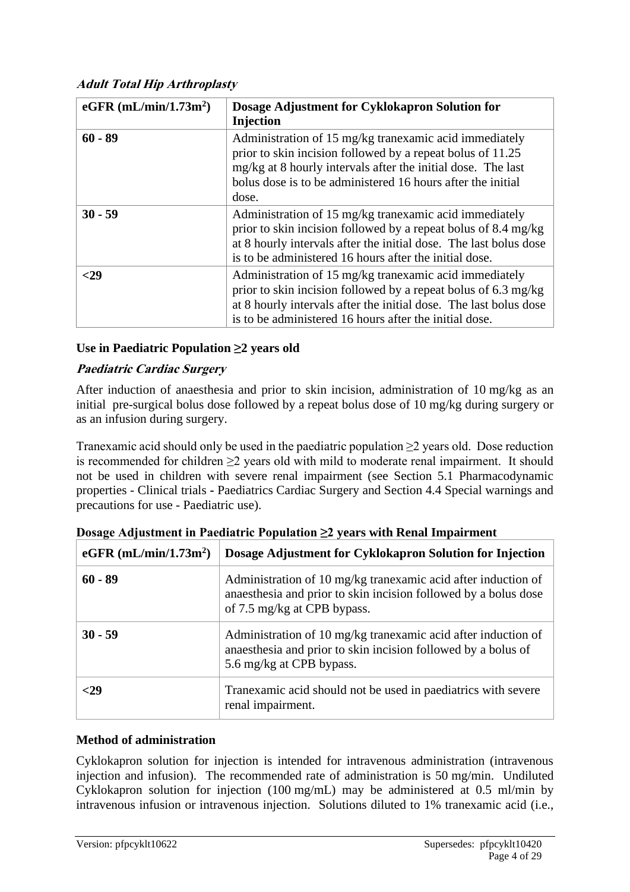***Adult Total Hip Arthroplasty***

| eGFR (mL/min/1.73m$^2$) | Dosage Adjustment for Cyklokapron Solution for Injection |
|---|---|
| **60 - 89** | Administration of 15 mg/kg tranexamic acid immediately prior to skin incision followed by a repeat bolus of 11.25 mg/kg at 8 hourly intervals after the initial dose. The last bolus dose is to be administered 16 hours after the initial dose. |
| **30 - 59** | Administration of 15 mg/kg tranexamic acid immediately prior to skin incision followed by a repeat bolus of 8.4 mg/kg at 8 hourly intervals after the initial dose. The last bolus dose is to be administered 16 hours after the initial dose. |
| **<29** | Administration of 15 mg/kg tranexamic acid immediately prior to skin incision followed by a repeat bolus of 6.3 mg/kg at 8 hourly intervals after the initial dose. The last bolus dose is to be administered 16 hours after the initial dose. |

**Use in Paediatric Population ≥2 years old**

***Paediatric Cardiac Surgery***

After induction of anaesthesia and prior to skin incision, administration of 10 mg/kg as an initial pre-surgical bolus dose followed by a repeat bolus dose of 10 mg/kg during surgery or as an infusion during surgery.

Tranexamic acid should only be used in the paediatric population ≥2 years old. Dose reduction is recommended for children ≥2 years old with mild to moderate renal impairment. It should not be used in children with severe renal impairment (see Section 5.1 Pharmacodynamic properties - Clinical trials - Paediatrics Cardiac Surgery and Section 4.4 Special warnings and precautions for use - Paediatric use).

**Dosage Adjustment in Paediatric Population ≥2 years with Renal Impairment**

| eGFR (mL/min/1.73m$^2$) | Dosage Adjustment for Cyklokapron Solution for Injection |
|---|---|
| **60 - 89** | Administration of 10 mg/kg tranexamic acid after induction of anaesthesia and prior to skin incision followed by a bolus dose of 7.5 mg/kg at CPB bypass. |
| **30 - 59** | Administration of 10 mg/kg tranexamic acid after induction of anaesthesia and prior to skin incision followed by a bolus of 5.6 mg/kg at CPB bypass. |
| **<29** | Tranexamic acid should not be used in paediatrics with severe renal impairment. |

**Method of administration**

Cyklokapron solution for injection is intended for intravenous administration (intravenous injection and infusion). The recommended rate of administration is 50 mg/min. Undiluted Cyklokapron solution for injection (100 mg/mL) may be administered at 0.5 ml/min by intravenous infusion or intravenous injection. Solutions diluted to 1% tranexamic acid (i.e.,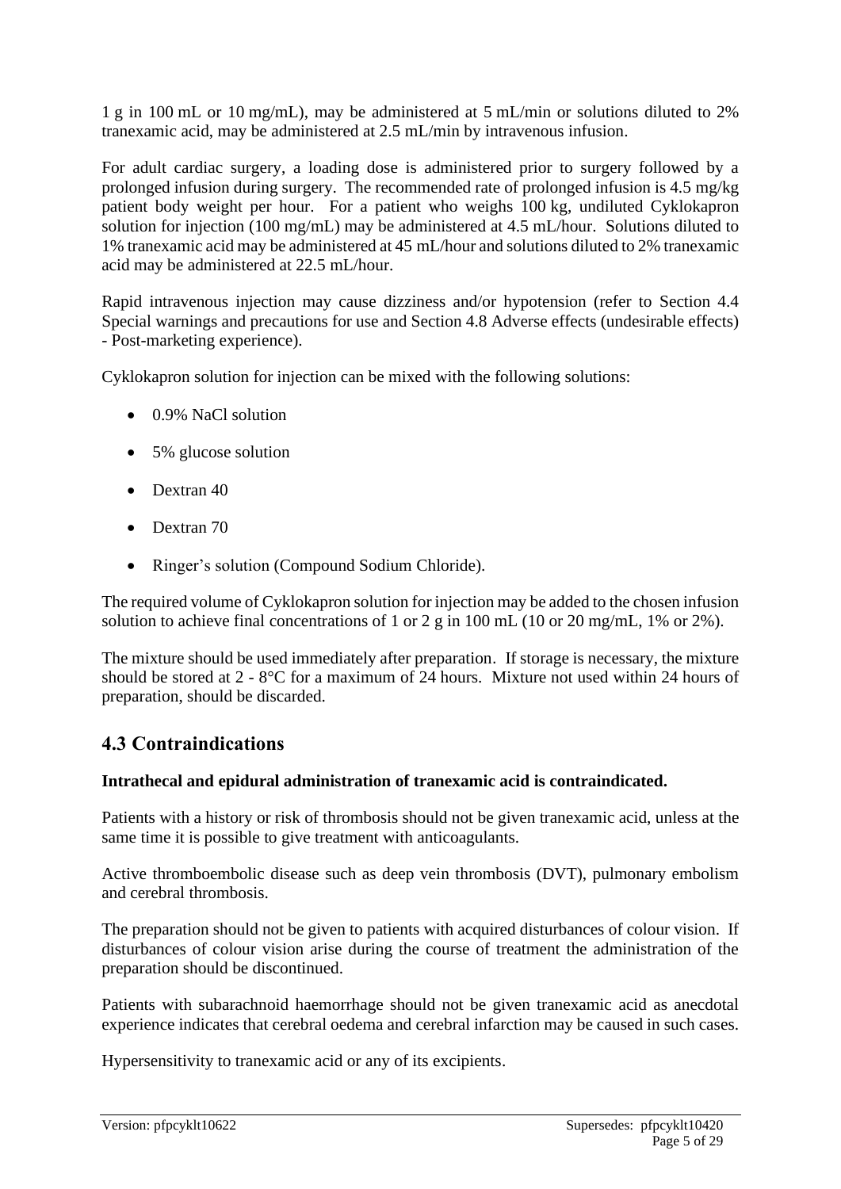1 g in 100 mL or 10 mg/mL), may be administered at 5 mL/min or solutions diluted to 2% tranexamic acid, may be administered at 2.5 mL/min by intravenous infusion.

For adult cardiac surgery, a loading dose is administered prior to surgery followed by a prolonged infusion during surgery. The recommended rate of prolonged infusion is 4.5 mg/kg patient body weight per hour. For a patient who weighs 100 kg, undiluted Cyklokapron solution for injection (100 mg/mL) may be administered at 4.5 mL/hour. Solutions diluted to 1% tranexamic acid may be administered at 45 mL/hour and solutions diluted to 2% tranexamic acid may be administered at 22.5 mL/hour.

Rapid intravenous injection may cause dizziness and/or hypotension (refer to Section 4.4 Special warnings and precautions for use and Section 4.8 Adverse effects (undesirable effects) - Post-marketing experience).

Cyklokapron solution for injection can be mixed with the following solutions:

- 0.9% NaCl solution
- 5% glucose solution
- Dextran 40
- Dextran 70
- Ringer's solution (Compound Sodium Chloride).

The required volume of Cyklokapron solution for injection may be added to the chosen infusion solution to achieve final concentrations of 1 or 2 g in 100 mL (10 or 20 mg/mL, 1% or 2%).

The mixture should be used immediately after preparation. If storage is necessary, the mixture should be stored at 2 - 8°C for a maximum of 24 hours. Mixture not used within 24 hours of preparation, should be discarded.

## 4.3 Contraindications

**Intrathecal and epidural administration of tranexamic acid is contraindicated.**

Patients with a history or risk of thrombosis should not be given tranexamic acid, unless at the same time it is possible to give treatment with anticoagulants.

Active thromboembolic disease such as deep vein thrombosis (DVT), pulmonary embolism and cerebral thrombosis.

The preparation should not be given to patients with acquired disturbances of colour vision. If disturbances of colour vision arise during the course of treatment the administration of the preparation should be discontinued.

Patients with subarachnoid haemorrhage should not be given tranexamic acid as anecdotal experience indicates that cerebral oedema and cerebral infarction may be caused in such cases.

Hypersensitivity to tranexamic acid or any of its excipients.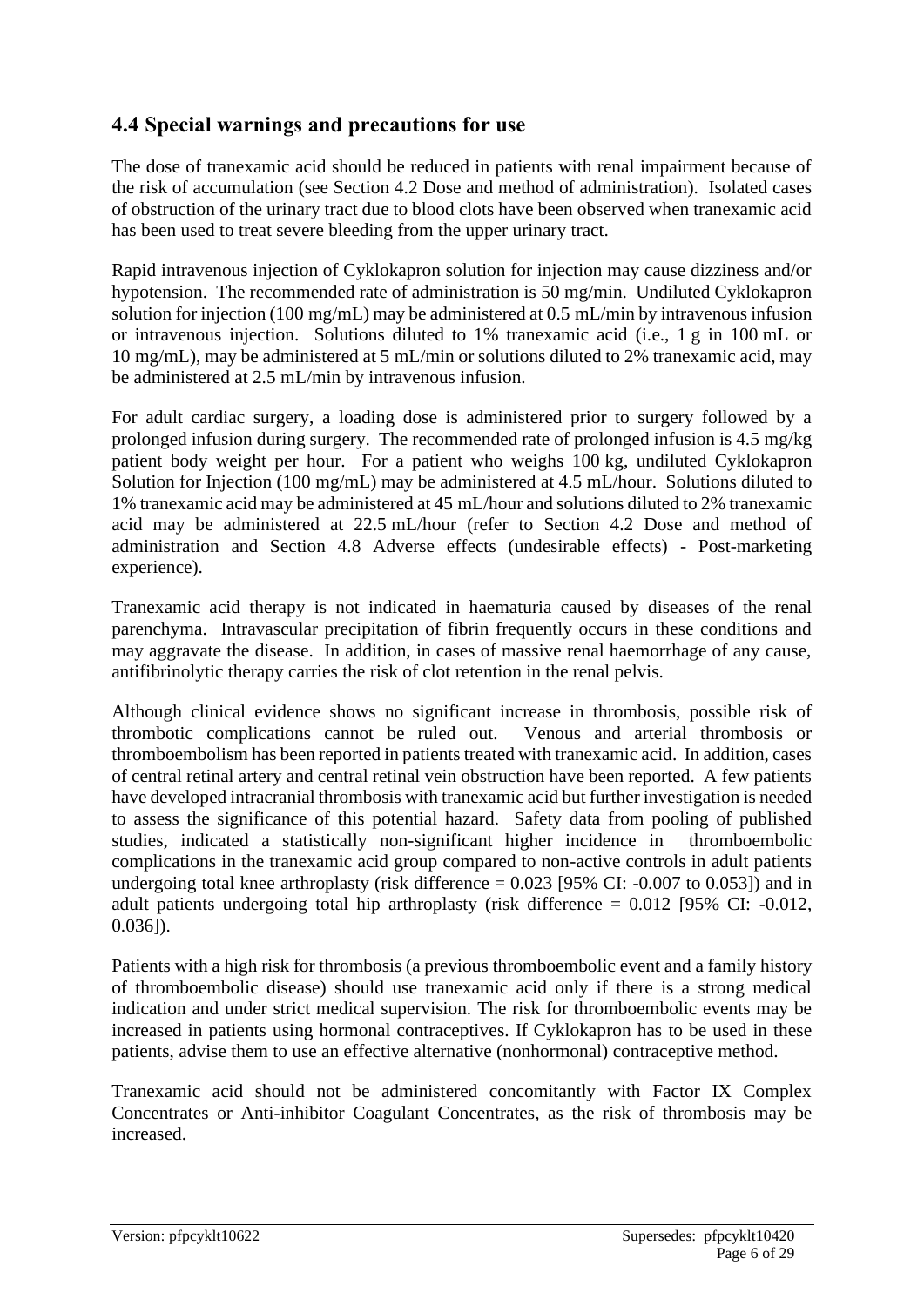## 4.4 Special warnings and precautions for use

The dose of tranexamic acid should be reduced in patients with renal impairment because of the risk of accumulation (see Section 4.2 Dose and method of administration). Isolated cases of obstruction of the urinary tract due to blood clots have been observed when tranexamic acid has been used to treat severe bleeding from the upper urinary tract.

Rapid intravenous injection of Cyklokapron solution for injection may cause dizziness and/or hypotension. The recommended rate of administration is 50 mg/min. Undiluted Cyklokapron solution for injection (100 mg/mL) may be administered at 0.5 mL/min by intravenous infusion or intravenous injection. Solutions diluted to 1% tranexamic acid (i.e., 1 g in 100 mL or 10 mg/mL), may be administered at 5 mL/min or solutions diluted to 2% tranexamic acid, may be administered at 2.5 mL/min by intravenous infusion.

For adult cardiac surgery, a loading dose is administered prior to surgery followed by a prolonged infusion during surgery. The recommended rate of prolonged infusion is 4.5 mg/kg patient body weight per hour. For a patient who weighs 100 kg, undiluted Cyklokapron Solution for Injection (100 mg/mL) may be administered at 4.5 mL/hour. Solutions diluted to 1% tranexamic acid may be administered at 45 mL/hour and solutions diluted to 2% tranexamic acid may be administered at 22.5 mL/hour (refer to Section 4.2 Dose and method of administration and Section 4.8 Adverse effects (undesirable effects) - Post-marketing experience).

Tranexamic acid therapy is not indicated in haematuria caused by diseases of the renal parenchyma. Intravascular precipitation of fibrin frequently occurs in these conditions and may aggravate the disease. In addition, in cases of massive renal haemorrhage of any cause, antifibrinolytic therapy carries the risk of clot retention in the renal pelvis.

Although clinical evidence shows no significant increase in thrombosis, possible risk of thrombotic complications cannot be ruled out. Venous and arterial thrombosis or thromboembolism has been reported in patients treated with tranexamic acid. In addition, cases of central retinal artery and central retinal vein obstruction have been reported. A few patients have developed intracranial thrombosis with tranexamic acid but further investigation is needed to assess the significance of this potential hazard. Safety data from pooling of published studies, indicated a statistically non-significant higher incidence in thromboembolic complications in the tranexamic acid group compared to non-active controls in adult patients undergoing total knee arthroplasty (risk difference = 0.023 [95% CI: -0.007 to 0.053]) and in adult patients undergoing total hip arthroplasty (risk difference = 0.012 [95% CI: -0.012, 0.036]).

Patients with a high risk for thrombosis (a previous thromboembolic event and a family history of thromboembolic disease) should use tranexamic acid only if there is a strong medical indication and under strict medical supervision. The risk for thromboembolic events may be increased in patients using hormonal contraceptives. If Cyklokapron has to be used in these patients, advise them to use an effective alternative (nonhormonal) contraceptive method.

Tranexamic acid should not be administered concomitantly with Factor IX Complex Concentrates or Anti-inhibitor Coagulant Concentrates, as the risk of thrombosis may be increased.

Version: pfpcyklt10622 Supersedes: pfpcyklt10420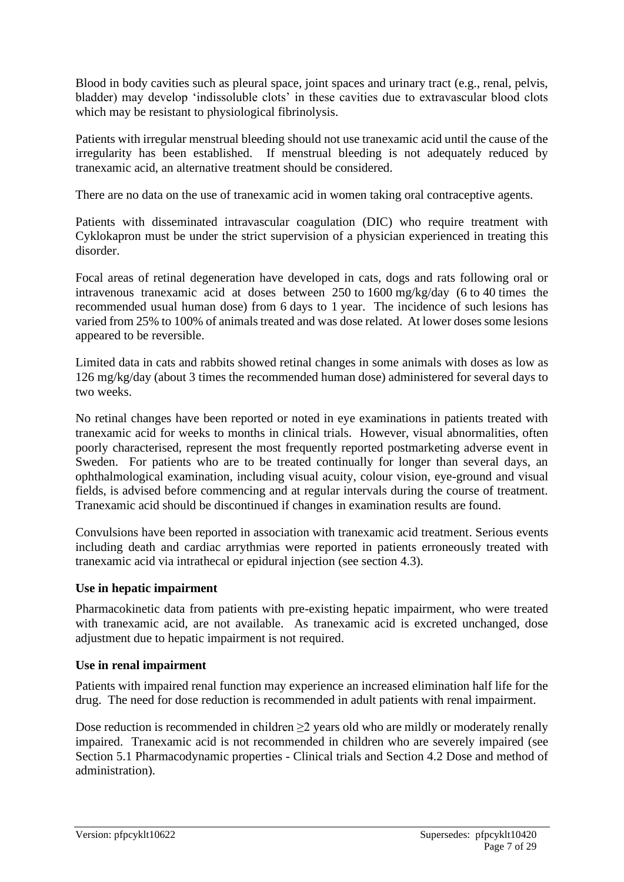Blood in body cavities such as pleural space, joint spaces and urinary tract (e.g., renal, pelvis, bladder) may develop 'indissoluble clots' in these cavities due to extravascular blood clots which may be resistant to physiological fibrinolysis.

Patients with irregular menstrual bleeding should not use tranexamic acid until the cause of the irregularity has been established. If menstrual bleeding is not adequately reduced by tranexamic acid, an alternative treatment should be considered.

There are no data on the use of tranexamic acid in women taking oral contraceptive agents.

Patients with disseminated intravascular coagulation (DIC) who require treatment with Cyklokapron must be under the strict supervision of a physician experienced in treating this disorder.

Focal areas of retinal degeneration have developed in cats, dogs and rats following oral or intravenous tranexamic acid at doses between 250 to 1600 mg/kg/day (6 to 40 times the recommended usual human dose) from 6 days to 1 year. The incidence of such lesions has varied from 25% to 100% of animals treated and was dose related. At lower doses some lesions appeared to be reversible.

Limited data in cats and rabbits showed retinal changes in some animals with doses as low as 126 mg/kg/day (about 3 times the recommended human dose) administered for several days to two weeks.

No retinal changes have been reported or noted in eye examinations in patients treated with tranexamic acid for weeks to months in clinical trials. However, visual abnormalities, often poorly characterised, represent the most frequently reported postmarketing adverse event in Sweden. For patients who are to be treated continually for longer than several days, an ophthalmological examination, including visual acuity, colour vision, eye-ground and visual fields, is advised before commencing and at regular intervals during the course of treatment. Tranexamic acid should be discontinued if changes in examination results are found.

Convulsions have been reported in association with tranexamic acid treatment. Serious events including death and cardiac arrythmias were reported in patients erroneously treated with tranexamic acid via intrathecal or epidural injection (see section 4.3).

**Use in hepatic impairment**

Pharmacokinetic data from patients with pre-existing hepatic impairment, who were treated with tranexamic acid, are not available. As tranexamic acid is excreted unchanged, dose adjustment due to hepatic impairment is not required.

**Use in renal impairment**

Patients with impaired renal function may experience an increased elimination half life for the drug. The need for dose reduction is recommended in adult patients with renal impairment.

Dose reduction is recommended in children $\geq$2 years old who are mildly or moderately renally impaired. Tranexamic acid is not recommended in children who are severely impaired (see Section 5.1 Pharmacodynamic properties - Clinical trials and Section 4.2 Dose and method of administration).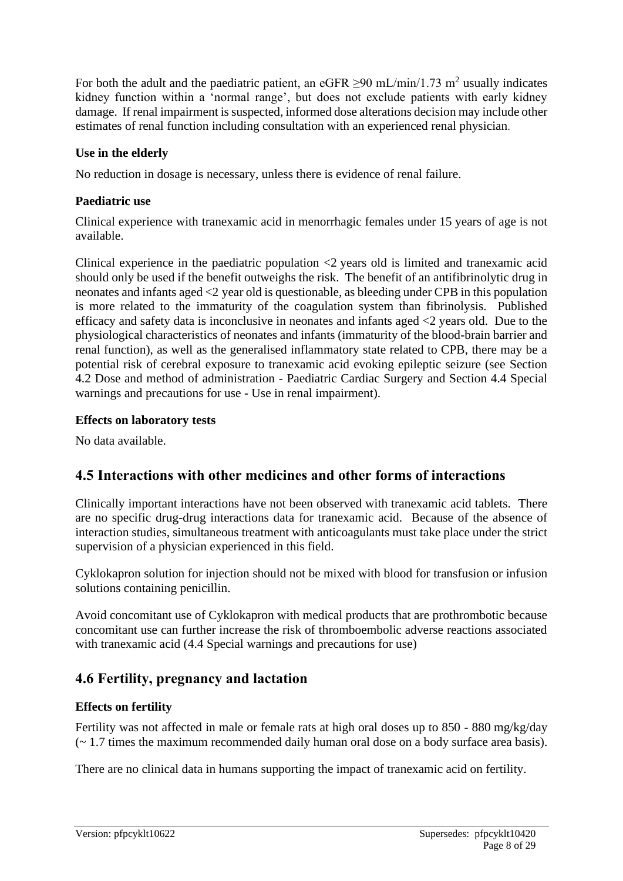For both the adult and the paediatric patient, an eGFR $\geq$90 mL/min/1.73 $m^2$ usually indicates kidney function within a 'normal range', but does not exclude patients with early kidney damage. If renal impairment is suspected, informed dose alterations decision may include other estimates of renal function including consultation with an experienced renal physician.

### Use in the elderly

No reduction in dosage is necessary, unless there is evidence of renal failure.

### Paediatric use

Clinical experience with tranexamic acid in menorrhagic females under 15 years of age is not available.

Clinical experience in the paediatric population <2 years old is limited and tranexamic acid should only be used if the benefit outweighs the risk. The benefit of an antifibrinolytic drug in neonates and infants aged <2 year old is questionable, as bleeding under CPB in this population is more related to the immaturity of the coagulation system than fibrinolysis. Published efficacy and safety data is inconclusive in neonates and infants aged <2 years old. Due to the physiological characteristics of neonates and infants (immaturity of the blood-brain barrier and renal function), as well as the generalised inflammatory state related to CPB, there may be a potential risk of cerebral exposure to tranexamic acid evoking epileptic seizure (see Section 4.2 Dose and method of administration - Paediatric Cardiac Surgery and Section 4.4 Special warnings and precautions for use - Use in renal impairment).

### Effects on laboratory tests

No data available.

## 4.5 Interactions with other medicines and other forms of interactions

Clinically important interactions have not been observed with tranexamic acid tablets. There are no specific drug-drug interactions data for tranexamic acid. Because of the absence of interaction studies, simultaneous treatment with anticoagulants must take place under the strict supervision of a physician experienced in this field.

Cyklokapron solution for injection should not be mixed with blood for transfusion or infusion solutions containing penicillin.

Avoid concomitant use of Cyklokapron with medical products that are prothrombotic because concomitant use can further increase the risk of thromboembolic adverse reactions associated with tranexamic acid (4.4 Special warnings and precautions for use)

## 4.6 Fertility, pregnancy and lactation

### Effects on fertility

Fertility was not affected in male or female rats at high oral doses up to 850 - 880 mg/kg/day (~ 1.7 times the maximum recommended daily human oral dose on a body surface area basis).

There are no clinical data in humans supporting the impact of tranexamic acid on fertility.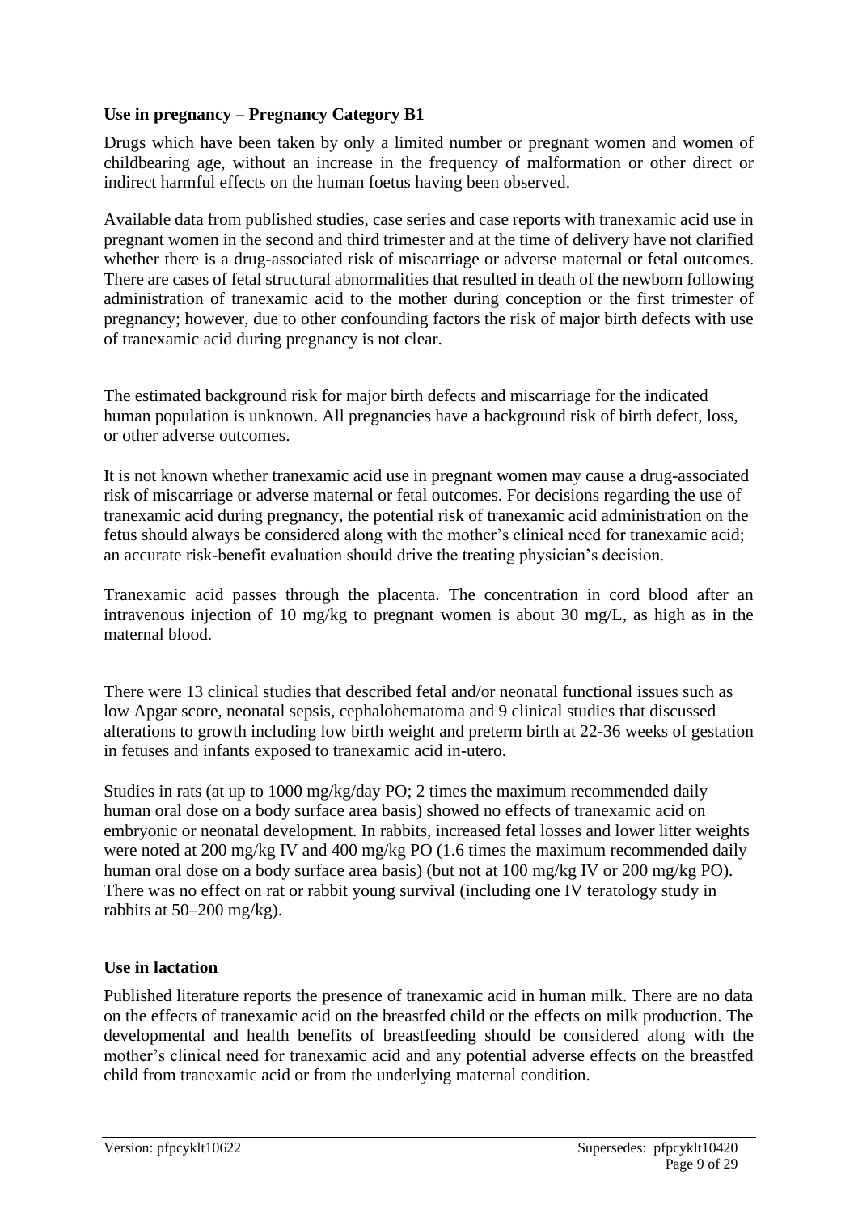### Use in pregnancy – Pregnancy Category B1

Drugs which have been taken by only a limited number or pregnant women and women of childbearing age, without an increase in the frequency of malformation or other direct or indirect harmful effects on the human foetus having been observed.

Available data from published studies, case series and case reports with tranexamic acid use in pregnant women in the second and third trimester and at the time of delivery have not clarified whether there is a drug-associated risk of miscarriage or adverse maternal or fetal outcomes. There are cases of fetal structural abnormalities that resulted in death of the newborn following administration of tranexamic acid to the mother during conception or the first trimester of pregnancy; however, due to other confounding factors the risk of major birth defects with use of tranexamic acid during pregnancy is not clear.

The estimated background risk for major birth defects and miscarriage for the indicated human population is unknown. All pregnancies have a background risk of birth defect, loss, or other adverse outcomes.

It is not known whether tranexamic acid use in pregnant women may cause a drug-associated risk of miscarriage or adverse maternal or fetal outcomes. For decisions regarding the use of tranexamic acid during pregnancy, the potential risk of tranexamic acid administration on the fetus should always be considered along with the mother's clinical need for tranexamic acid; an accurate risk-benefit evaluation should drive the treating physician's decision.

Tranexamic acid passes through the placenta. The concentration in cord blood after an intravenous injection of 10 mg/kg to pregnant women is about 30 mg/L, as high as in the maternal blood.

There were 13 clinical studies that described fetal and/or neonatal functional issues such as low Apgar score, neonatal sepsis, cephalohematoma and 9 clinical studies that discussed alterations to growth including low birth weight and preterm birth at 22-36 weeks of gestation in fetuses and infants exposed to tranexamic acid in-utero.

Studies in rats (at up to 1000 mg/kg/day PO; 2 times the maximum recommended daily human oral dose on a body surface area basis) showed no effects of tranexamic acid on embryonic or neonatal development. In rabbits, increased fetal losses and lower litter weights were noted at 200 mg/kg IV and 400 mg/kg PO (1.6 times the maximum recommended daily human oral dose on a body surface area basis) (but not at 100 mg/kg IV or 200 mg/kg PO). There was no effect on rat or rabbit young survival (including one IV teratology study in rabbits at 50–200 mg/kg).

### Use in lactation

Published literature reports the presence of tranexamic acid in human milk. There are no data on the effects of tranexamic acid on the breastfed child or the effects on milk production. The developmental and health benefits of breastfeeding should be considered along with the mother's clinical need for tranexamic acid and any potential adverse effects on the breastfed child from tranexamic acid or from the underlying maternal condition.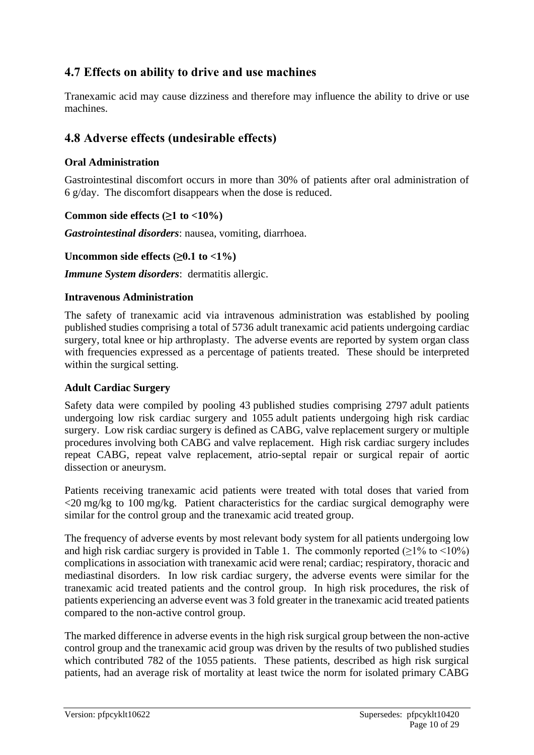## 4.7 Effects on ability to drive and use machines

Tranexamic acid may cause dizziness and therefore may influence the ability to drive or use machines.

## 4.8 Adverse effects (undesirable effects)

### Oral Administration

Gastrointestinal discomfort occurs in more than 30% of patients after oral administration of 6 g/day. The discomfort disappears when the dose is reduced.

**Common side effects (≥1 to <10%)**

***Gastrointestinal disorders***: nausea, vomiting, diarrhoea.

**Uncommon side effects (≥0.1 to <1%)**

***Immune System disorders***: dermatitis allergic.

### Intravenous Administration

The safety of tranexamic acid via intravenous administration was established by pooling published studies comprising a total of 5736 adult tranexamic acid patients undergoing cardiac surgery, total knee or hip arthroplasty. The adverse events are reported by system organ class with frequencies expressed as a percentage of patients treated. These should be interpreted within the surgical setting.

### Adult Cardiac Surgery

Safety data were compiled by pooling 43 published studies comprising 2797 adult patients undergoing low risk cardiac surgery and 1055 adult patients undergoing high risk cardiac surgery. Low risk cardiac surgery is defined as CABG, valve replacement surgery or multiple procedures involving both CABG and valve replacement. High risk cardiac surgery includes repeat CABG, repeat valve replacement, atrio-septal repair or surgical repair of aortic dissection or aneurysm.

Patients receiving tranexamic acid patients were treated with total doses that varied from <20 mg/kg to 100 mg/kg. Patient characteristics for the cardiac surgical demography were similar for the control group and the tranexamic acid treated group.

The frequency of adverse events by most relevant body system for all patients undergoing low and high risk cardiac surgery is provided in Table 1. The commonly reported (≥1% to <10%) complications in association with tranexamic acid were renal; cardiac; respiratory, thoracic and mediastinal disorders. In low risk cardiac surgery, the adverse events were similar for the tranexamic acid treated patients and the control group. In high risk procedures, the risk of patients experiencing an adverse event was 3 fold greater in the tranexamic acid treated patients compared to the non-active control group.

The marked difference in adverse events in the high risk surgical group between the non-active control group and the tranexamic acid group was driven by the results of two published studies which contributed 782 of the 1055 patients. These patients, described as high risk surgical patients, had an average risk of mortality at least twice the norm for isolated primary CABG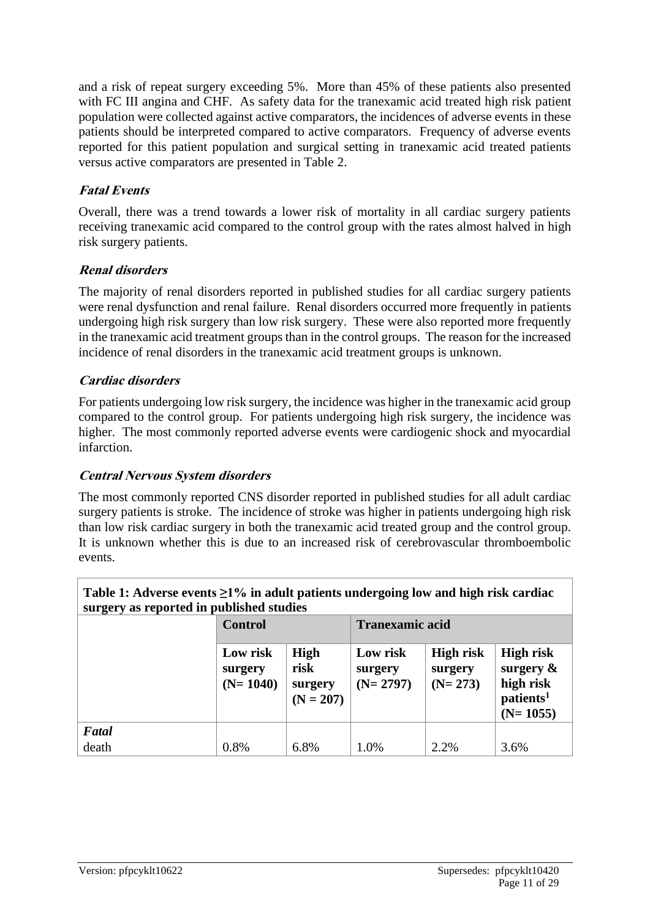and a risk of repeat surgery exceeding 5%. More than 45% of these patients also presented with FC III angina and CHF. As safety data for the tranexamic acid treated high risk patient population were collected against active comparators, the incidences of adverse events in these patients should be interpreted compared to active comparators. Frequency of adverse events reported for this patient population and surgical setting in tranexamic acid treated patients versus active comparators are presented in Table 2.

### *Fatal Events*

Overall, there was a trend towards a lower risk of mortality in all cardiac surgery patients receiving tranexamic acid compared to the control group with the rates almost halved in high risk surgery patients.

### *Renal disorders*

The majority of renal disorders reported in published studies for all cardiac surgery patients were renal dysfunction and renal failure. Renal disorders occurred more frequently in patients undergoing high risk surgery than low risk surgery. These were also reported more frequently in the tranexamic acid treatment groups than in the control groups. The reason for the increased incidence of renal disorders in the tranexamic acid treatment groups is unknown.

### *Cardiac disorders*

For patients undergoing low risk surgery, the incidence was higher in the tranexamic acid group compared to the control group. For patients undergoing high risk surgery, the incidence was higher. The most commonly reported adverse events were cardiogenic shock and myocardial infarction.

### *Central Nervous System disorders*

The most commonly reported CNS disorder reported in published studies for all adult cardiac surgery patients is stroke. The incidence of stroke was higher in patients undergoing high risk than low risk cardiac surgery in both the tranexamic acid treated group and the control group. It is unknown whether this is due to an increased risk of cerebrovascular thromboembolic events.

**Table 1: Adverse events ≥1% in adult patients undergoing low and high risk cardiac surgery as reported in published studies**

| | Control | | Tranexamic acid | | |
|---|---|---|---|---|---|
| | **Low risk surgery (N= 1040)** | **High risk surgery (N = 207)** | **Low risk surgery (N= 2797)** | **High risk surgery (N= 273)** | **High risk surgery & high risk patients[1] (N= 1055)** |
| ***Fatal*** | | | | | |
| death | 0.8% | 6.8% | 1.0% | 2.2% | 3.6% |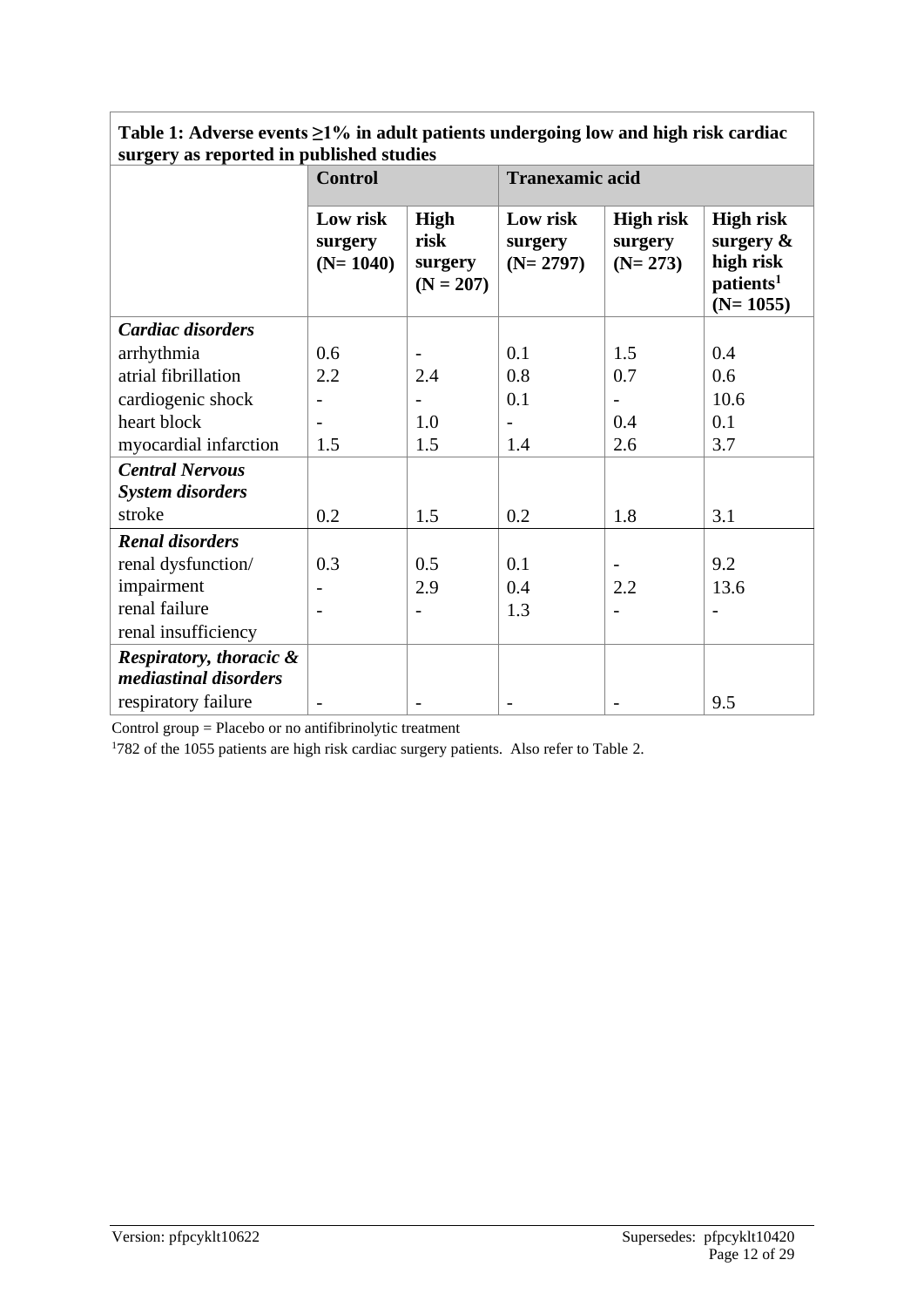| Table 1: Adverse events ≥1% in adult patients undergoing low and high risk cardiac surgery as reported in published studies | | | | | |
|---|---|---|---|---|---|
| | **Control** | | **Tranexamic acid** | | |
| | **Low risk surgery (N= 1040)** | **High risk surgery (N = 207)** | **Low risk surgery (N= 2797)** | **High risk surgery (N= 273)** | **High risk surgery & high risk patients[1] (N= 1055)** |
| ***Cardiac disorders*** | | | | | |
| arrhythmia | 0.6 | - | 0.1 | 1.5 | 0.4 |
| atrial fibrillation | 2.2 | 2.4 | 0.8 | 0.7 | 0.6 |
| cardiogenic shock | - | - | 0.1 | - | 10.6 |
| heart block | - | 1.0 | - | 0.4 | 0.1 |
| myocardial infarction | 1.5 | 1.5 | 1.4 | 2.6 | 3.7 |
| ***Central Nervous System disorders*** | | | | | |
| stroke | 0.2 | 1.5 | 0.2 | 1.8 | 3.1 |
| ***Renal disorders*** | | | | | |
| renal dysfunction/ impairment | 0.3 | 0.5 | 0.1 | - | 9.2 |
| renal failure | - | 2.9 | 0.4 | 2.2 | 13.6 |
| renal insufficiency | - | - | 1.3 | - | - |
| ***Respiratory, thoracic & mediastinal disorders*** | | | | | |
| respiratory failure | - | - | - | - | 9.5 |

Control group = Placebo or no antifibrinolytic treatment

[1] 782 of the 1055 patients are high risk cardiac surgery patients. Also refer to Table 2.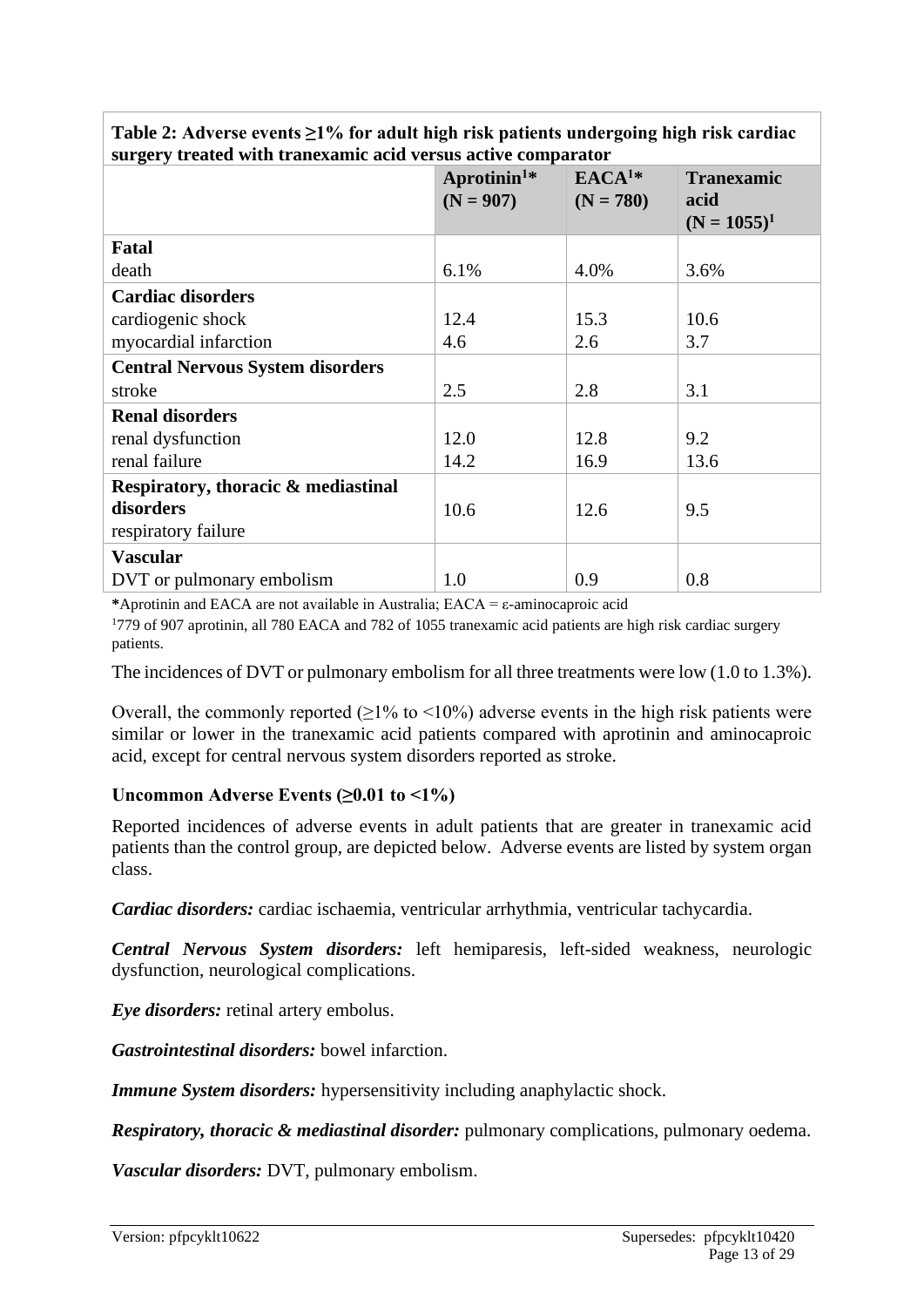**Table 2: Adverse events ≥1% for adult high risk patients undergoing high risk cardiac surgery treated with tranexamic acid versus active comparator**

| | Aprotinin[1]* (N = 907) | EACA[1]* (N = 780) | Tranexamic acid (N = 1055)[1] |
|---|---|---|---|
| **Fatal** | | | |
| death | 6.1% | 4.0% | 3.6% |
| **Cardiac disorders** | | | |
| cardiogenic shock | 12.4 | 15.3 | 10.6 |
| myocardial infarction | 4.6 | 2.6 | 3.7 |
| **Central Nervous System disorders** | | | |
| stroke | 2.5 | 2.8 | 3.1 |
| **Renal disorders** | | | |
| renal dysfunction | 12.0 | 12.8 | 9.2 |
| renal failure | 14.2 | 16.9 | 13.6 |
| **Respiratory, thoracic & mediastinal disorders** | | | |
| respiratory failure | 10.6 | 12.6 | 9.5 |
| **Vascular** | | | |
| DVT or pulmonary embolism | 1.0 | 0.9 | 0.8 |

*Aprotinin and EACA are not available in Australia; EACA = ε-aminocaproic acid

[1]779 of 907 aprotinin, all 780 EACA and 782 of 1055 tranexamic acid patients are high risk cardiac surgery patients.

The incidences of DVT or pulmonary embolism for all three treatments were low (1.0 to 1.3%).

Overall, the commonly reported (≥1% to <10%) adverse events in the high risk patients were similar or lower in the tranexamic acid patients compared with aprotinin and aminocaproic acid, except for central nervous system disorders reported as stroke.

### Uncommon Adverse Events (≥0.01 to <1%)

Reported incidences of adverse events in adult patients that are greater in tranexamic acid patients than the control group, are depicted below. Adverse events are listed by system organ class.

***Cardiac disorders:*** cardiac ischaemia, ventricular arrhythmia, ventricular tachycardia.

***Central Nervous System disorders:*** left hemiparesis, left-sided weakness, neurologic dysfunction, neurological complications.

***Eye disorders:*** retinal artery embolus.

***Gastrointestinal disorders:*** bowel infarction.

***Immune System disorders:*** hypersensitivity including anaphylactic shock.

***Respiratory, thoracic & mediastinal disorder:*** pulmonary complications, pulmonary oedema.

***Vascular disorders:*** DVT, pulmonary embolism.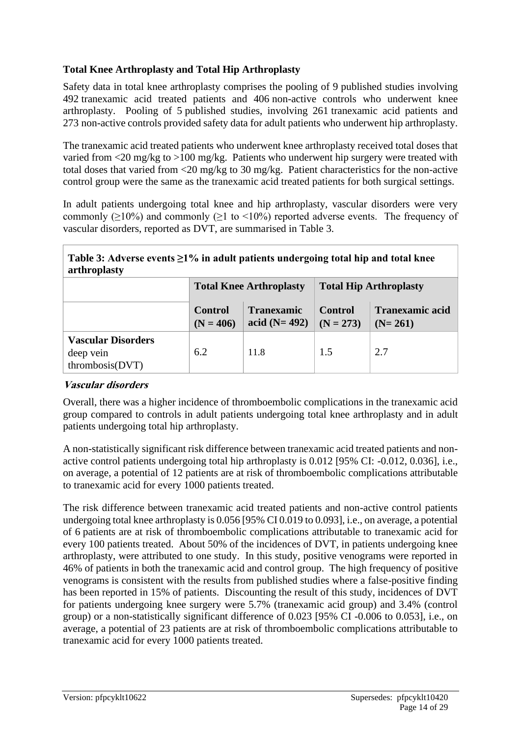### Total Knee Arthroplasty and Total Hip Arthroplasty

Safety data in total knee arthroplasty comprises the pooling of 9 published studies involving 492 tranexamic acid treated patients and 406 non-active controls who underwent knee arthroplasty. Pooling of 5 published studies, involving 261 tranexamic acid patients and 273 non-active controls provided safety data for adult patients who underwent hip arthroplasty.

The tranexamic acid treated patients who underwent knee arthroplasty received total doses that varied from <20 mg/kg to >100 mg/kg. Patients who underwent hip surgery were treated with total doses that varied from <20 mg/kg to 30 mg/kg. Patient characteristics for the non-active control group were the same as the tranexamic acid treated patients for both surgical settings.

In adult patients undergoing total knee and hip arthroplasty, vascular disorders were very commonly (≥10%) and commonly (≥1 to <10%) reported adverse events. The frequency of vascular disorders, reported as DVT, are summarised in Table 3.

**Table 3: Adverse events ≥1% in adult patients undergoing total hip and total knee arthroplasty**

| | Total Knee Arthroplasty | | Total Hip Arthroplasty | |
|---|---|---|---|---|
| | Control (N = 406) | Tranexamic acid (N= 492) | Control (N = 273) | Tranexamic acid (N= 261) |
| **Vascular Disorders** deep vein thrombosis(DVT) | 6.2 | 11.8 | 1.5 | 2.7 |

***Vascular disorders***

Overall, there was a higher incidence of thromboembolic complications in the tranexamic acid group compared to controls in adult patients undergoing total knee arthroplasty and in adult patients undergoing total hip arthroplasty.

A non-statistically significant risk difference between tranexamic acid treated patients and non-active control patients undergoing total hip arthroplasty is 0.012 [95% CI: -0.012, 0.036], i.e., on average, a potential of 12 patients are at risk of thromboembolic complications attributable to tranexamic acid for every 1000 patients treated.

The risk difference between tranexamic acid treated patients and non-active control patients undergoing total knee arthroplasty is 0.056 [95% CI 0.019 to 0.093], i.e., on average, a potential of 6 patients are at risk of thromboembolic complications attributable to tranexamic acid for every 100 patients treated. About 50% of the incidences of DVT, in patients undergoing knee arthroplasty, were attributed to one study. In this study, positive venograms were reported in 46% of patients in both the tranexamic acid and control group. The high frequency of positive venograms is consistent with the results from published studies where a false-positive finding has been reported in 15% of patients. Discounting the result of this study, incidences of DVT for patients undergoing knee surgery were 5.7% (tranexamic acid group) and 3.4% (control group) or a non-statistically significant difference of 0.023 [95% CI -0.006 to 0.053], i.e., on average, a potential of 23 patients are at risk of thromboembolic complications attributable to tranexamic acid for every 1000 patients treated.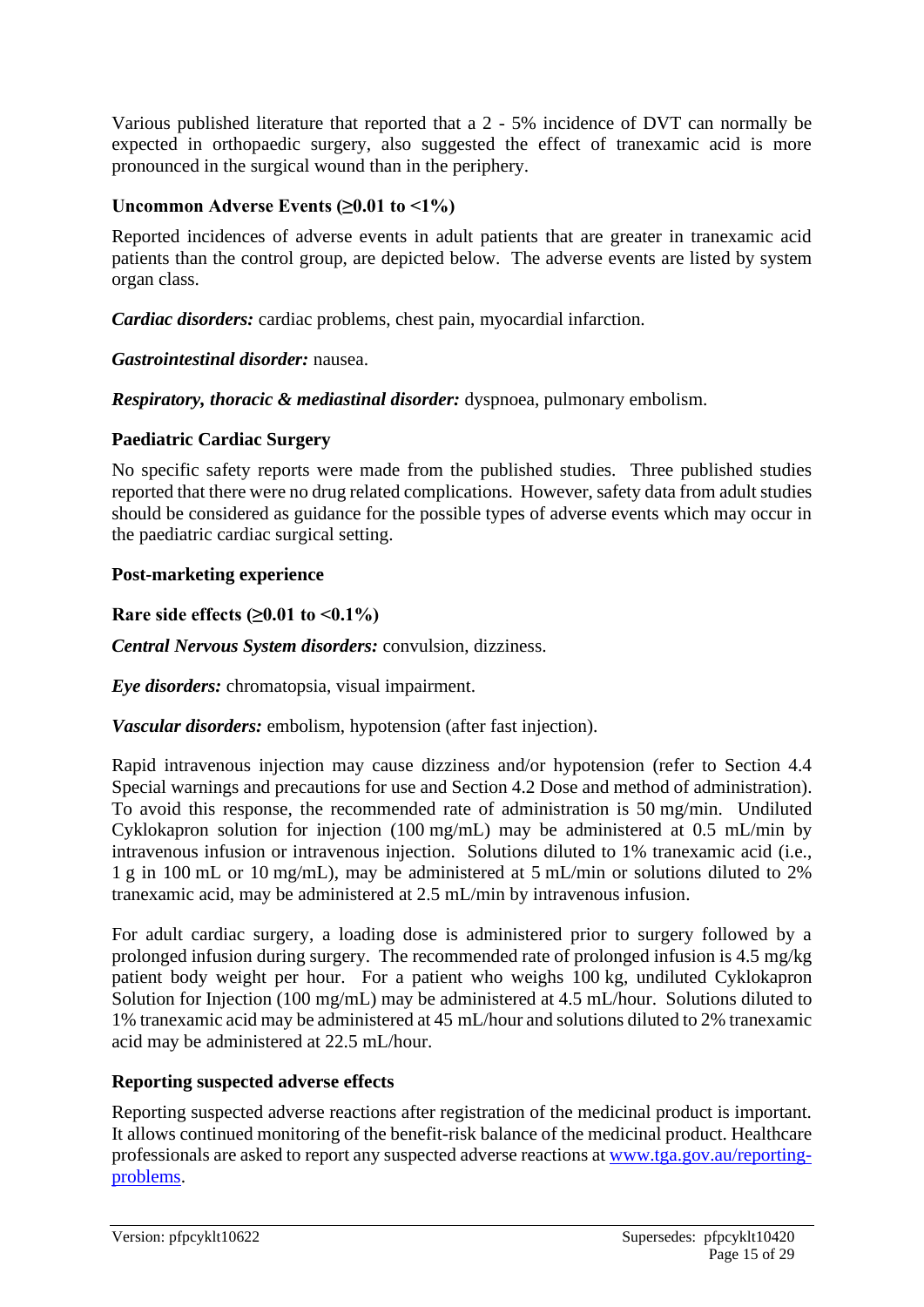Various published literature that reported that a 2 - 5% incidence of DVT can normally be expected in orthopaedic surgery, also suggested the effect of tranexamic acid is more pronounced in the surgical wound than in the periphery.

**Uncommon Adverse Events (≥0.01 to <1%)**

Reported incidences of adverse events in adult patients that are greater in tranexamic acid patients than the control group, are depicted below. The adverse events are listed by system organ class.

***Cardiac disorders:*** cardiac problems, chest pain, myocardial infarction.

***Gastrointestinal disorder:*** nausea.

***Respiratory, thoracic & mediastinal disorder:*** dyspnoea, pulmonary embolism.

**Paediatric Cardiac Surgery**

No specific safety reports were made from the published studies. Three published studies reported that there were no drug related complications. However, safety data from adult studies should be considered as guidance for the possible types of adverse events which may occur in the paediatric cardiac surgical setting.

**Post-marketing experience**

**Rare side effects (≥0.01 to <0.1%)**

***Central Nervous System disorders:*** convulsion, dizziness.

***Eye disorders:*** chromatopsia, visual impairment.

***Vascular disorders:*** embolism, hypotension (after fast injection).

Rapid intravenous injection may cause dizziness and/or hypotension (refer to Section 4.4 Special warnings and precautions for use and Section 4.2 Dose and method of administration). To avoid this response, the recommended rate of administration is 50 mg/min. Undiluted Cyklokapron solution for injection (100 mg/mL) may be administered at 0.5 mL/min by intravenous infusion or intravenous injection. Solutions diluted to 1% tranexamic acid (i.e., 1 g in 100 mL or 10 mg/mL), may be administered at 5 mL/min or solutions diluted to 2% tranexamic acid, may be administered at 2.5 mL/min by intravenous infusion.

For adult cardiac surgery, a loading dose is administered prior to surgery followed by a prolonged infusion during surgery. The recommended rate of prolonged infusion is 4.5 mg/kg patient body weight per hour. For a patient who weighs 100 kg, undiluted Cyklokapron Solution for Injection (100 mg/mL) may be administered at 4.5 mL/hour. Solutions diluted to 1% tranexamic acid may be administered at 45 mL/hour and solutions diluted to 2% tranexamic acid may be administered at 22.5 mL/hour.

**Reporting suspected adverse effects**

Reporting suspected adverse reactions after registration of the medicinal product is important. It allows continued monitoring of the benefit-risk balance of the medicinal product. Healthcare professionals are asked to report any suspected adverse reactions at [www.tga.gov.au/reporting-problems](http://www.tga.gov.au/reporting-problems).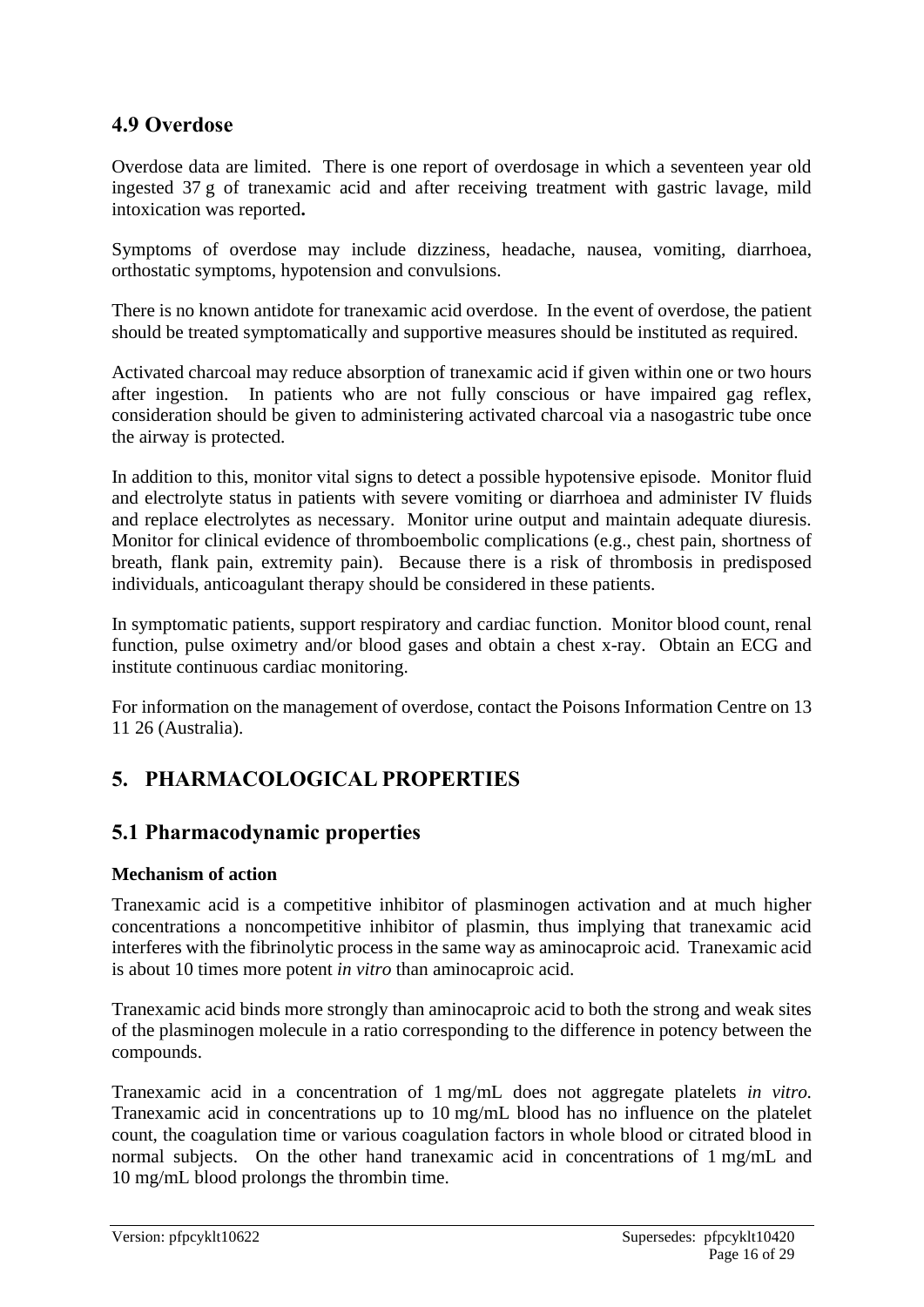## 4.9 Overdose

Overdose data are limited. There is one report of overdosage in which a seventeen year old ingested 37 g of tranexamic acid and after receiving treatment with gastric lavage, mild intoxication was reported**.**

Symptoms of overdose may include dizziness, headache, nausea, vomiting, diarrhoea, orthostatic symptoms, hypotension and convulsions.

There is no known antidote for tranexamic acid overdose. In the event of overdose, the patient should be treated symptomatically and supportive measures should be instituted as required.

Activated charcoal may reduce absorption of tranexamic acid if given within one or two hours after ingestion. In patients who are not fully conscious or have impaired gag reflex, consideration should be given to administering activated charcoal via a nasogastric tube once the airway is protected.

In addition to this, monitor vital signs to detect a possible hypotensive episode. Monitor fluid and electrolyte status in patients with severe vomiting or diarrhoea and administer IV fluids and replace electrolytes as necessary. Monitor urine output and maintain adequate diuresis. Monitor for clinical evidence of thromboembolic complications (e.g., chest pain, shortness of breath, flank pain, extremity pain). Because there is a risk of thrombosis in predisposed individuals, anticoagulant therapy should be considered in these patients.

In symptomatic patients, support respiratory and cardiac function. Monitor blood count, renal function, pulse oximetry and/or blood gases and obtain a chest x-ray. Obtain an ECG and institute continuous cardiac monitoring.

For information on the management of overdose, contact the Poisons Information Centre on 13 11 26 (Australia).

# 5. PHARMACOLOGICAL PROPERTIES

## 5.1 Pharmacodynamic properties

**Mechanism of action**

Tranexamic acid is a competitive inhibitor of plasminogen activation and at much higher concentrations a noncompetitive inhibitor of plasmin, thus implying that tranexamic acid interferes with the fibrinolytic process in the same way as aminocaproic acid. Tranexamic acid is about 10 times more potent *in vitro* than aminocaproic acid.

Tranexamic acid binds more strongly than aminocaproic acid to both the strong and weak sites of the plasminogen molecule in a ratio corresponding to the difference in potency between the compounds.

Tranexamic acid in a concentration of 1 mg/mL does not aggregate platelets *in vitro.* Tranexamic acid in concentrations up to 10 mg/mL blood has no influence on the platelet count, the coagulation time or various coagulation factors in whole blood or citrated blood in normal subjects. On the other hand tranexamic acid in concentrations of 1 mg/mL and 10 mg/mL blood prolongs the thrombin time.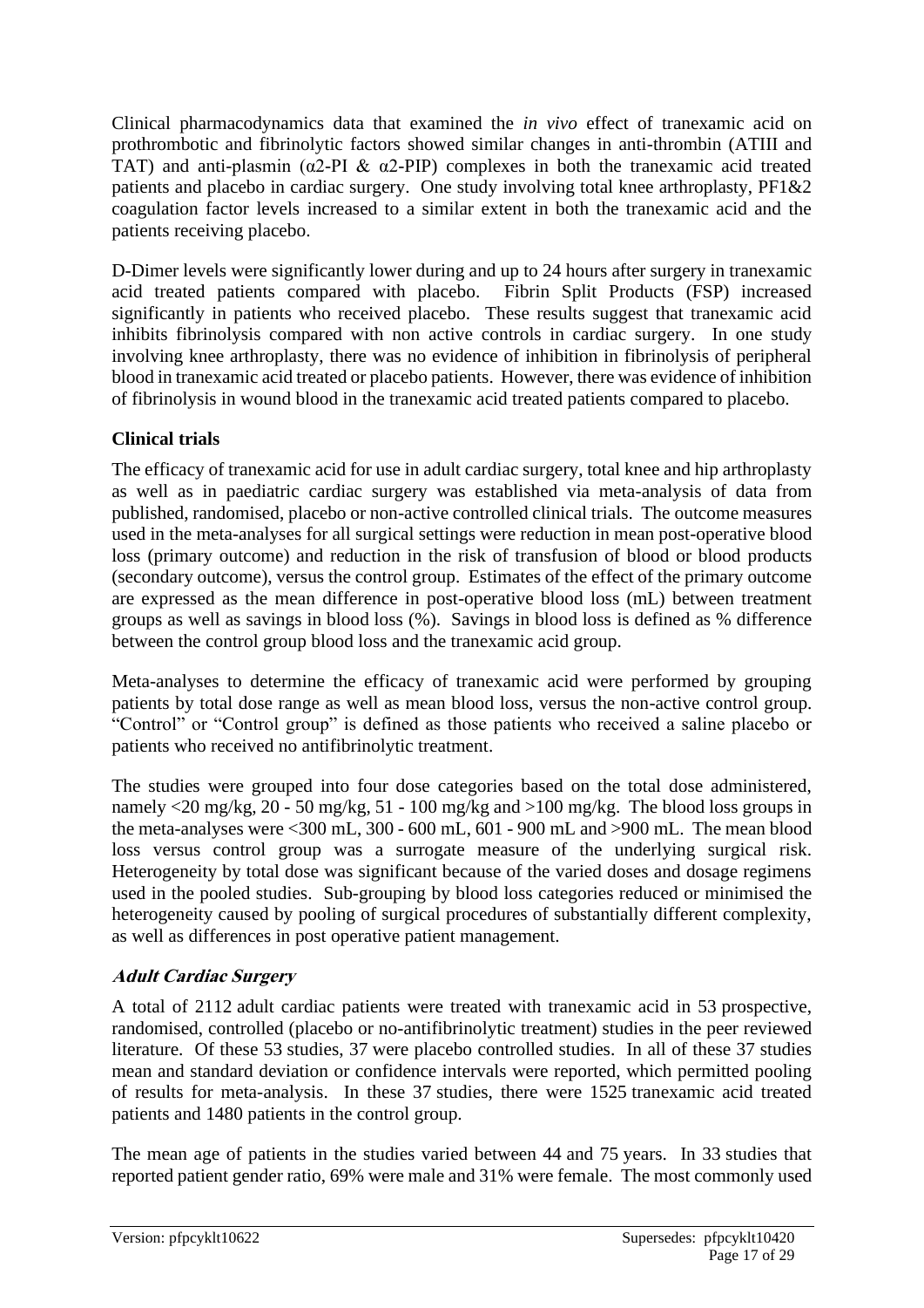Clinical pharmacodynamics data that examined the *in vivo* effect of tranexamic acid on prothrombotic and fibrinolytic factors showed similar changes in anti-thrombin (ATIII and TAT) and anti-plasmin (α2-PI & α2-PIP) complexes in both the tranexamic acid treated patients and placebo in cardiac surgery. One study involving total knee arthroplasty, PF1&2 coagulation factor levels increased to a similar extent in both the tranexamic acid and the patients receiving placebo.

D-Dimer levels were significantly lower during and up to 24 hours after surgery in tranexamic acid treated patients compared with placebo. Fibrin Split Products (FSP) increased significantly in patients who received placebo. These results suggest that tranexamic acid inhibits fibrinolysis compared with non active controls in cardiac surgery. In one study involving knee arthroplasty, there was no evidence of inhibition in fibrinolysis of peripheral blood in tranexamic acid treated or placebo patients. However, there was evidence of inhibition of fibrinolysis in wound blood in the tranexamic acid treated patients compared to placebo.

### Clinical trials

The efficacy of tranexamic acid for use in adult cardiac surgery, total knee and hip arthroplasty as well as in paediatric cardiac surgery was established via meta-analysis of data from published, randomised, placebo or non-active controlled clinical trials. The outcome measures used in the meta-analyses for all surgical settings were reduction in mean post-operative blood loss (primary outcome) and reduction in the risk of transfusion of blood or blood products (secondary outcome), versus the control group. Estimates of the effect of the primary outcome are expressed as the mean difference in post-operative blood loss (mL) between treatment groups as well as savings in blood loss (%). Savings in blood loss is defined as % difference between the control group blood loss and the tranexamic acid group.

Meta-analyses to determine the efficacy of tranexamic acid were performed by grouping patients by total dose range as well as mean blood loss, versus the non-active control group. "Control" or "Control group" is defined as those patients who received a saline placebo or patients who received no antifibrinolytic treatment.

The studies were grouped into four dose categories based on the total dose administered, namely <20 mg/kg, 20 - 50 mg/kg, 51 - 100 mg/kg and >100 mg/kg. The blood loss groups in the meta-analyses were <300 mL, 300 - 600 mL, 601 - 900 mL and >900 mL. The mean blood loss versus control group was a surrogate measure of the underlying surgical risk. Heterogeneity by total dose was significant because of the varied doses and dosage regimens used in the pooled studies. Sub-grouping by blood loss categories reduced or minimised the heterogeneity caused by pooling of surgical procedures of substantially different complexity, as well as differences in post operative patient management.

#### *Adult Cardiac Surgery*

A total of 2112 adult cardiac patients were treated with tranexamic acid in 53 prospective, randomised, controlled (placebo or no-antifibrinolytic treatment) studies in the peer reviewed literature. Of these 53 studies, 37 were placebo controlled studies. In all of these 37 studies mean and standard deviation or confidence intervals were reported, which permitted pooling of results for meta-analysis. In these 37 studies, there were 1525 tranexamic acid treated patients and 1480 patients in the control group.

The mean age of patients in the studies varied between 44 and 75 years. In 33 studies that reported patient gender ratio, 69% were male and 31% were female. The most commonly used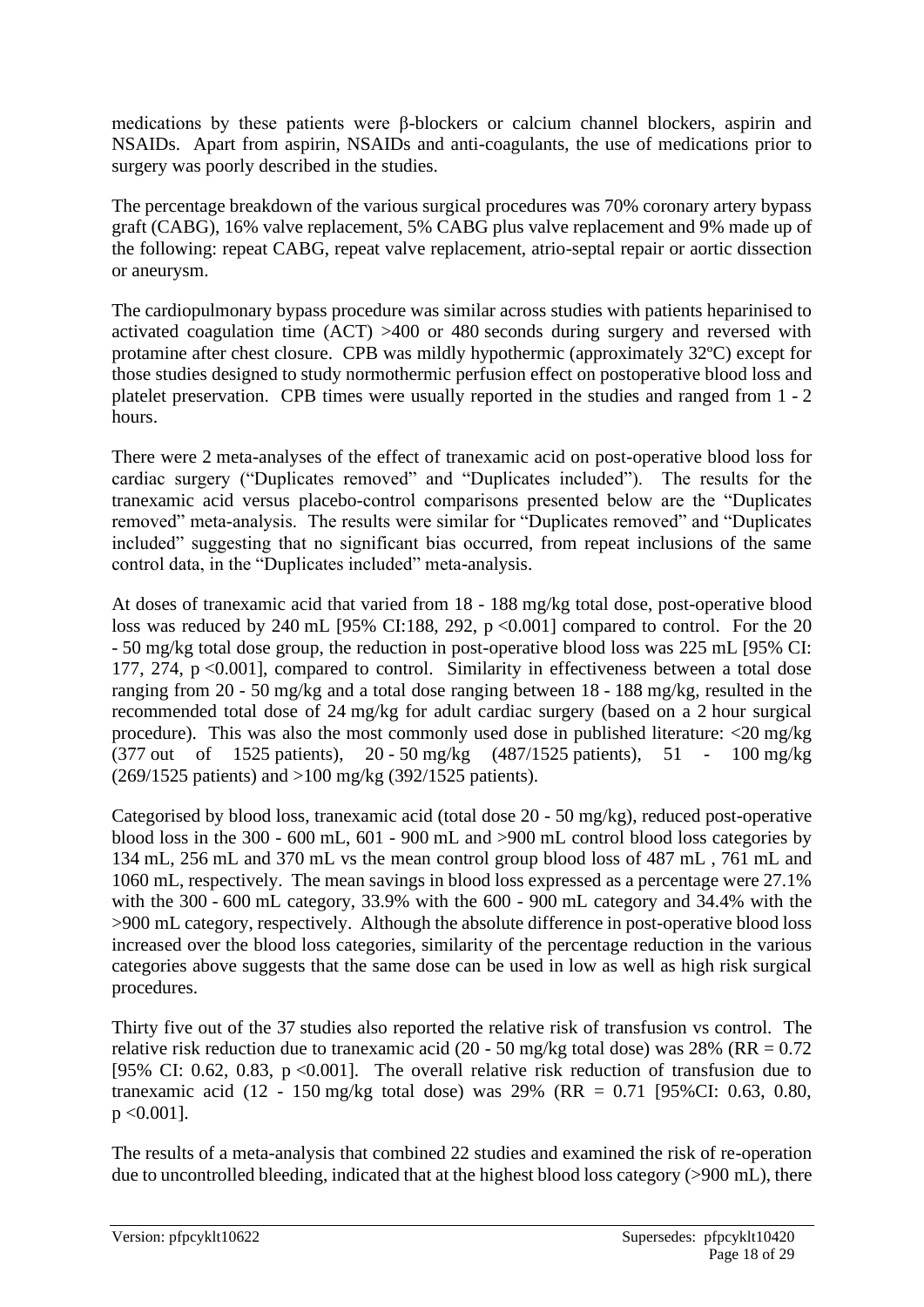medications by these patients were β-blockers or calcium channel blockers, aspirin and NSAIDs. Apart from aspirin, NSAIDs and anti-coagulants, the use of medications prior to surgery was poorly described in the studies.

The percentage breakdown of the various surgical procedures was 70% coronary artery bypass graft (CABG), 16% valve replacement, 5% CABG plus valve replacement and 9% made up of the following: repeat CABG, repeat valve replacement, atrio-septal repair or aortic dissection or aneurysm.

The cardiopulmonary bypass procedure was similar across studies with patients heparinised to activated coagulation time (ACT) >400 or 480 seconds during surgery and reversed with protamine after chest closure. CPB was mildly hypothermic (approximately 32ºC) except for those studies designed to study normothermic perfusion effect on postoperative blood loss and platelet preservation. CPB times were usually reported in the studies and ranged from 1 - 2 hours.

There were 2 meta-analyses of the effect of tranexamic acid on post-operative blood loss for cardiac surgery ("Duplicates removed" and "Duplicates included"). The results for the tranexamic acid versus placebo-control comparisons presented below are the "Duplicates removed" meta-analysis. The results were similar for "Duplicates removed" and "Duplicates included" suggesting that no significant bias occurred, from repeat inclusions of the same control data, in the "Duplicates included" meta-analysis.

At doses of tranexamic acid that varied from 18 - 188 mg/kg total dose, post-operative blood loss was reduced by 240 mL [95% CI:188, 292, p <0.001] compared to control. For the 20 - 50 mg/kg total dose group, the reduction in post-operative blood loss was 225 mL [95% CI: 177, 274, p <0.001], compared to control. Similarity in effectiveness between a total dose ranging from 20 - 50 mg/kg and a total dose ranging between 18 - 188 mg/kg, resulted in the recommended total dose of 24 mg/kg for adult cardiac surgery (based on a 2 hour surgical procedure). This was also the most commonly used dose in published literature: <20 mg/kg (377 out of 1525 patients), 20 - 50 mg/kg (487/1525 patients), 51 - 100 mg/kg (269/1525 patients) and >100 mg/kg (392/1525 patients).

Categorised by blood loss, tranexamic acid (total dose 20 - 50 mg/kg), reduced post-operative blood loss in the 300 - 600 mL, 601 - 900 mL and >900 mL control blood loss categories by 134 mL, 256 mL and 370 mL vs the mean control group blood loss of 487 mL , 761 mL and 1060 mL, respectively. The mean savings in blood loss expressed as a percentage were 27.1% with the 300 - 600 mL category, 33.9% with the 600 - 900 mL category and 34.4% with the >900 mL category, respectively. Although the absolute difference in post-operative blood loss increased over the blood loss categories, similarity of the percentage reduction in the various categories above suggests that the same dose can be used in low as well as high risk surgical procedures.

Thirty five out of the 37 studies also reported the relative risk of transfusion vs control. The relative risk reduction due to tranexamic acid (20 - 50 mg/kg total dose) was 28% (RR = 0.72 [95% CI: 0.62, 0.83, p <0.001]. The overall relative risk reduction of transfusion due to tranexamic acid (12 - 150 mg/kg total dose) was 29% (RR = 0.71 [95%CI: 0.63, 0.80, p <0.001].

The results of a meta-analysis that combined 22 studies and examined the risk of re-operation due to uncontrolled bleeding, indicated that at the highest blood loss category (>900 mL), there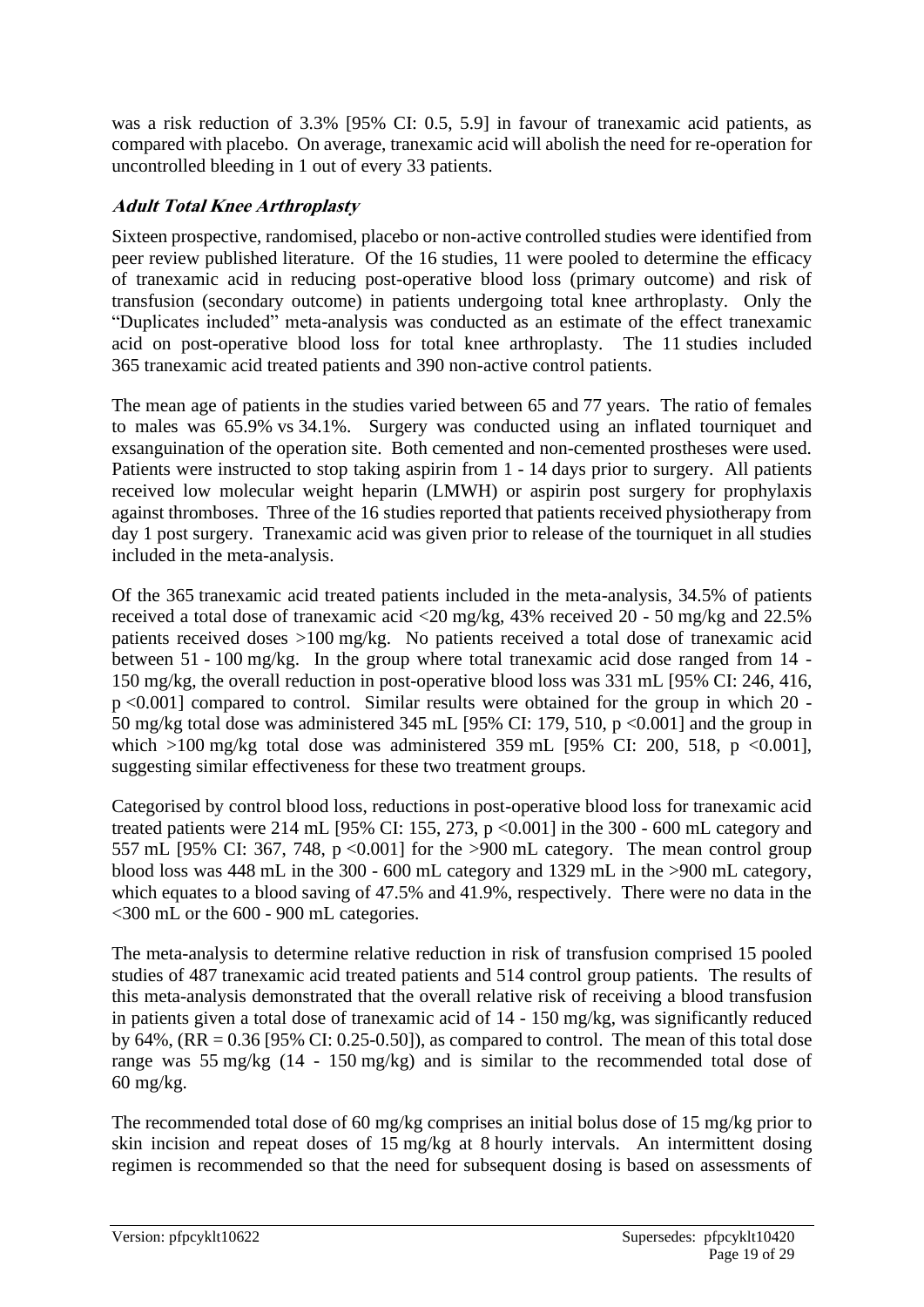was a risk reduction of 3.3% [95% CI: 0.5, 5.9] in favour of tranexamic acid patients, as compared with placebo. On average, tranexamic acid will abolish the need for re-operation for uncontrolled bleeding in 1 out of every 33 patients.

### *Adult Total Knee Arthroplasty*

Sixteen prospective, randomised, placebo or non-active controlled studies were identified from peer review published literature. Of the 16 studies, 11 were pooled to determine the efficacy of tranexamic acid in reducing post-operative blood loss (primary outcome) and risk of transfusion (secondary outcome) in patients undergoing total knee arthroplasty. Only the "Duplicates included" meta-analysis was conducted as an estimate of the effect tranexamic acid on post-operative blood loss for total knee arthroplasty. The 11 studies included 365 tranexamic acid treated patients and 390 non-active control patients.

The mean age of patients in the studies varied between 65 and 77 years. The ratio of females to males was 65.9% vs 34.1%. Surgery was conducted using an inflated tourniquet and exsanguination of the operation site. Both cemented and non-cemented prostheses were used. Patients were instructed to stop taking aspirin from 1 - 14 days prior to surgery. All patients received low molecular weight heparin (LMWH) or aspirin post surgery for prophylaxis against thromboses. Three of the 16 studies reported that patients received physiotherapy from day 1 post surgery. Tranexamic acid was given prior to release of the tourniquet in all studies included in the meta-analysis.

Of the 365 tranexamic acid treated patients included in the meta-analysis, 34.5% of patients received a total dose of tranexamic acid <20 mg/kg, 43% received 20 - 50 mg/kg and 22.5% patients received doses >100 mg/kg. No patients received a total dose of tranexamic acid between 51 - 100 mg/kg. In the group where total tranexamic acid dose ranged from 14 - 150 mg/kg, the overall reduction in post-operative blood loss was 331 mL [95% CI: 246, 416, $p < 0.001$] compared to control. Similar results were obtained for the group in which 20 - 50 mg/kg total dose was administered 345 mL [95% CI: 179, 510, $p < 0.001$] and the group in which >100 mg/kg total dose was administered 359 mL [95% CI: 200, 518, $p < 0.001$], suggesting similar effectiveness for these two treatment groups.

Categorised by control blood loss, reductions in post-operative blood loss for tranexamic acid treated patients were 214 mL [95% CI: 155, 273, $p < 0.001$] in the 300 - 600 mL category and 557 mL [95% CI: 367, 748, $p < 0.001$] for the >900 mL category. The mean control group blood loss was 448 mL in the 300 - 600 mL category and 1329 mL in the >900 mL category, which equates to a blood saving of 47.5% and 41.9%, respectively. There were no data in the <300 mL or the 600 - 900 mL categories.

The meta-analysis to determine relative reduction in risk of transfusion comprised 15 pooled studies of 487 tranexamic acid treated patients and 514 control group patients. The results of this meta-analysis demonstrated that the overall relative risk of receiving a blood transfusion in patients given a total dose of tranexamic acid of 14 - 150 mg/kg, was significantly reduced by 64%, (RR = 0.36 [95% CI: 0.25-0.50]), as compared to control. The mean of this total dose range was 55 mg/kg (14 - 150 mg/kg) and is similar to the recommended total dose of 60 mg/kg.

The recommended total dose of 60 mg/kg comprises an initial bolus dose of 15 mg/kg prior to skin incision and repeat doses of 15 mg/kg at 8 hourly intervals. An intermittent dosing regimen is recommended so that the need for subsequent dosing is based on assessments of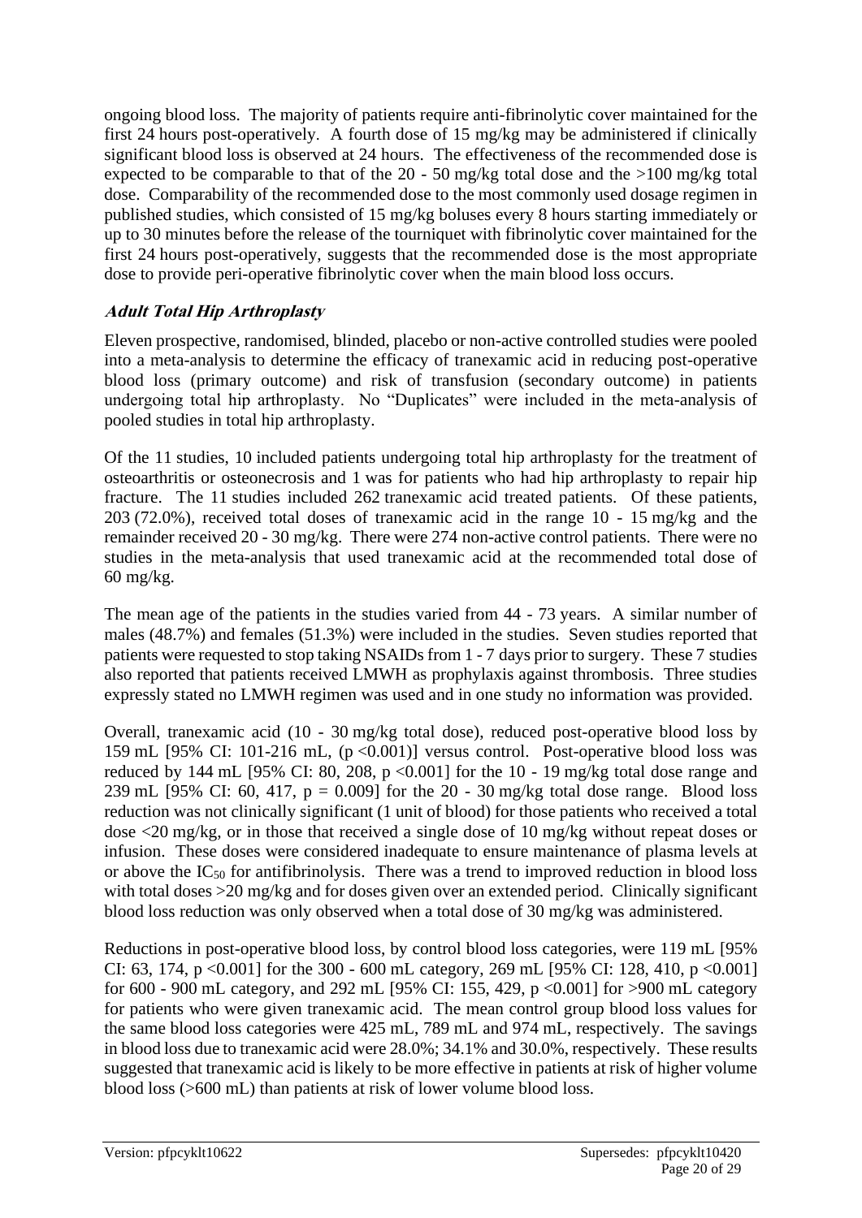ongoing blood loss. The majority of patients require anti-fibrinolytic cover maintained for the first 24 hours post-operatively. A fourth dose of 15 mg/kg may be administered if clinically significant blood loss is observed at 24 hours. The effectiveness of the recommended dose is expected to be comparable to that of the 20 - 50 mg/kg total dose and the >100 mg/kg total dose. Comparability of the recommended dose to the most commonly used dosage regimen in published studies, which consisted of 15 mg/kg boluses every 8 hours starting immediately or up to 30 minutes before the release of the tourniquet with fibrinolytic cover maintained for the first 24 hours post-operatively, suggests that the recommended dose is the most appropriate dose to provide peri-operative fibrinolytic cover when the main blood loss occurs.

### *Adult Total Hip Arthroplasty*

Eleven prospective, randomised, blinded, placebo or non-active controlled studies were pooled into a meta-analysis to determine the efficacy of tranexamic acid in reducing post-operative blood loss (primary outcome) and risk of transfusion (secondary outcome) in patients undergoing total hip arthroplasty. No "Duplicates" were included in the meta-analysis of pooled studies in total hip arthroplasty.

Of the 11 studies, 10 included patients undergoing total hip arthroplasty for the treatment of osteoarthritis or osteonecrosis and 1 was for patients who had hip arthroplasty to repair hip fracture. The 11 studies included 262 tranexamic acid treated patients. Of these patients, 203 (72.0%), received total doses of tranexamic acid in the range 10 - 15 mg/kg and the remainder received 20 - 30 mg/kg. There were 274 non-active control patients. There were no studies in the meta-analysis that used tranexamic acid at the recommended total dose of 60 mg/kg.

The mean age of the patients in the studies varied from 44 - 73 years. A similar number of males (48.7%) and females (51.3%) were included in the studies. Seven studies reported that patients were requested to stop taking NSAIDs from 1 - 7 days prior to surgery. These 7 studies also reported that patients received LMWH as prophylaxis against thrombosis. Three studies expressly stated no LMWH regimen was used and in one study no information was provided.

Overall, tranexamic acid (10 - 30 mg/kg total dose), reduced post-operative blood loss by 159 mL [95% CI: 101-216 mL, ($p < 0.001$)] versus control. Post-operative blood loss was reduced by 144 mL [95% CI: 80, 208, $p < 0.001$] for the 10 - 19 mg/kg total dose range and 239 mL [95% CI: 60, 417, $p = 0.009$] for the 20 - 30 mg/kg total dose range. Blood loss reduction was not clinically significant (1 unit of blood) for those patients who received a total dose <20 mg/kg, or in those that received a single dose of 10 mg/kg without repeat doses or infusion. These doses were considered inadequate to ensure maintenance of plasma levels at or above the $IC_{50}$ for antifibrinolysis. There was a trend to improved reduction in blood loss with total doses >20 mg/kg and for doses given over an extended period. Clinically significant blood loss reduction was only observed when a total dose of 30 mg/kg was administered.

Reductions in post-operative blood loss, by control blood loss categories, were 119 mL [95% CI: 63, 174, $p < 0.001$] for the 300 - 600 mL category, 269 mL [95% CI: 128, 410, $p < 0.001$] for 600 - 900 mL category, and 292 mL [95% CI: 155, 429, $p < 0.001$] for >900 mL category for patients who were given tranexamic acid. The mean control group blood loss values for the same blood loss categories were 425 mL, 789 mL and 974 mL, respectively. The savings in blood loss due to tranexamic acid were 28.0%; 34.1% and 30.0%, respectively. These results suggested that tranexamic acid is likely to be more effective in patients at risk of higher volume blood loss (>600 mL) than patients at risk of lower volume blood loss.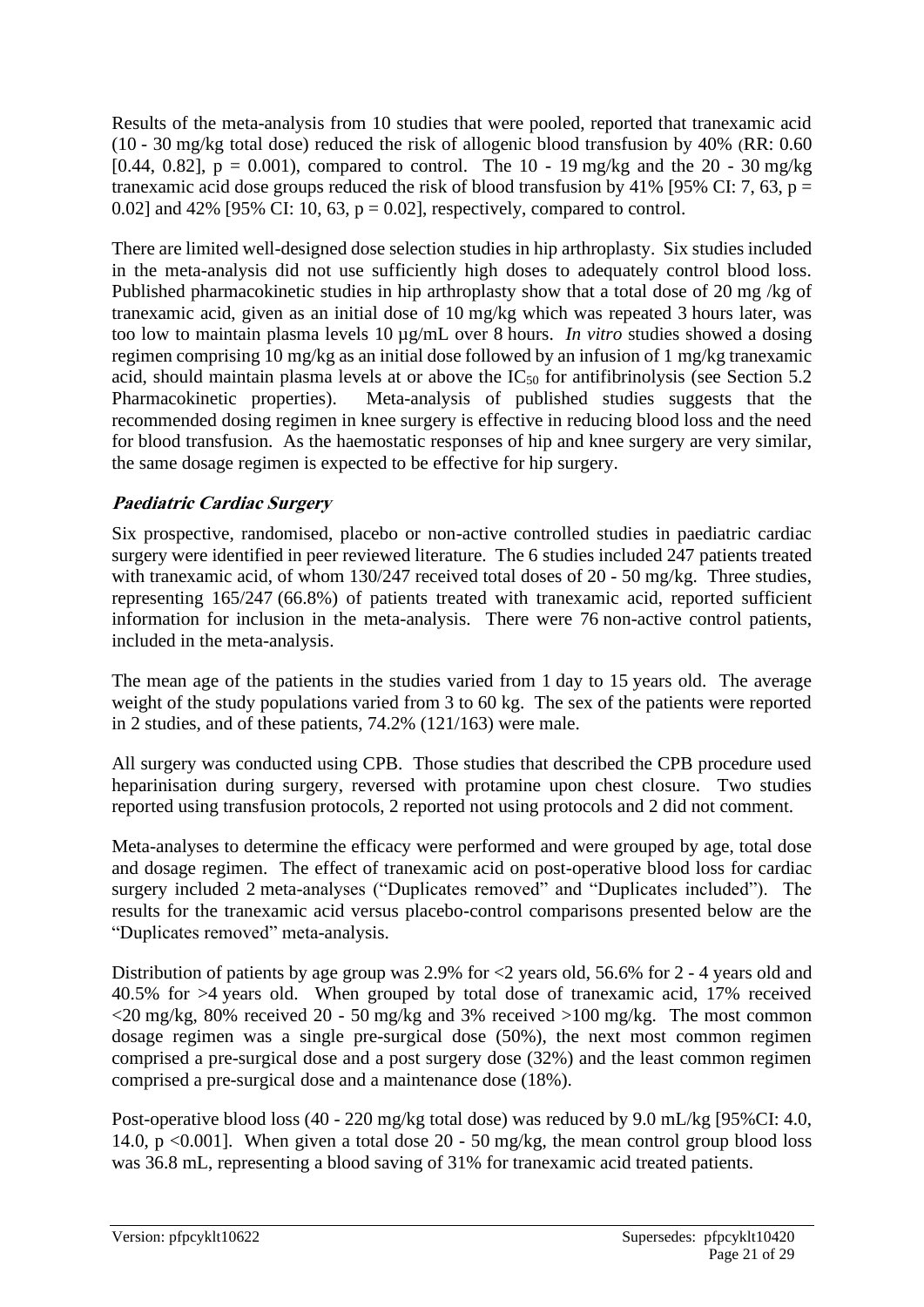Results of the meta-analysis from 10 studies that were pooled, reported that tranexamic acid (10 - 30 mg/kg total dose) reduced the risk of allogenic blood transfusion by 40% (RR: 0.60 [0.44, 0.82], $p = 0.001$), compared to control. The 10 - 19 mg/kg and the 20 - 30 mg/kg tranexamic acid dose groups reduced the risk of blood transfusion by 41% [95% CI: 7, 63, $p = 0.02$] and 42% [95% CI: 10, 63, $p = 0.02$], respectively, compared to control.

There are limited well-designed dose selection studies in hip arthroplasty. Six studies included in the meta-analysis did not use sufficiently high doses to adequately control blood loss. Published pharmacokinetic studies in hip arthroplasty show that a total dose of 20 mg /kg of tranexamic acid, given as an initial dose of 10 mg/kg which was repeated 3 hours later, was too low to maintain plasma levels 10 µg/mL over 8 hours. *In vitro* studies showed a dosing regimen comprising 10 mg/kg as an initial dose followed by an infusion of 1 mg/kg tranexamic acid, should maintain plasma levels at or above the $IC_{50}$ for antifibrinolysis (see Section 5.2 Pharmacokinetic properties). Meta-analysis of published studies suggests that the recommended dosing regimen in knee surgery is effective in reducing blood loss and the need for blood transfusion. As the haemostatic responses of hip and knee surgery are very similar, the same dosage regimen is expected to be effective for hip surgery.

### *Paediatric Cardiac Surgery*

Six prospective, randomised, placebo or non-active controlled studies in paediatric cardiac surgery were identified in peer reviewed literature. The 6 studies included 247 patients treated with tranexamic acid, of whom 130/247 received total doses of 20 - 50 mg/kg. Three studies, representing 165/247 (66.8%) of patients treated with tranexamic acid, reported sufficient information for inclusion in the meta-analysis. There were 76 non-active control patients, included in the meta-analysis.

The mean age of the patients in the studies varied from 1 day to 15 years old. The average weight of the study populations varied from 3 to 60 kg. The sex of the patients were reported in 2 studies, and of these patients, 74.2% (121/163) were male.

All surgery was conducted using CPB. Those studies that described the CPB procedure used heparinisation during surgery, reversed with protamine upon chest closure. Two studies reported using transfusion protocols, 2 reported not using protocols and 2 did not comment.

Meta-analyses to determine the efficacy were performed and were grouped by age, total dose and dosage regimen. The effect of tranexamic acid on post-operative blood loss for cardiac surgery included 2 meta-analyses ("Duplicates removed" and "Duplicates included"). The results for the tranexamic acid versus placebo-control comparisons presented below are the "Duplicates removed" meta-analysis.

Distribution of patients by age group was 2.9% for <2 years old, 56.6% for 2 - 4 years old and 40.5% for >4 years old. When grouped by total dose of tranexamic acid, 17% received <20 mg/kg, 80% received 20 - 50 mg/kg and 3% received >100 mg/kg. The most common dosage regimen was a single pre-surgical dose (50%), the next most common regimen comprised a pre-surgical dose and a post surgery dose (32%) and the least common regimen comprised a pre-surgical dose and a maintenance dose (18%).

Post-operative blood loss (40 - 220 mg/kg total dose) was reduced by 9.0 mL/kg [95%CI: 4.0, 14.0, $p < 0.001$]. When given a total dose 20 - 50 mg/kg, the mean control group blood loss was 36.8 mL, representing a blood saving of 31% for tranexamic acid treated patients.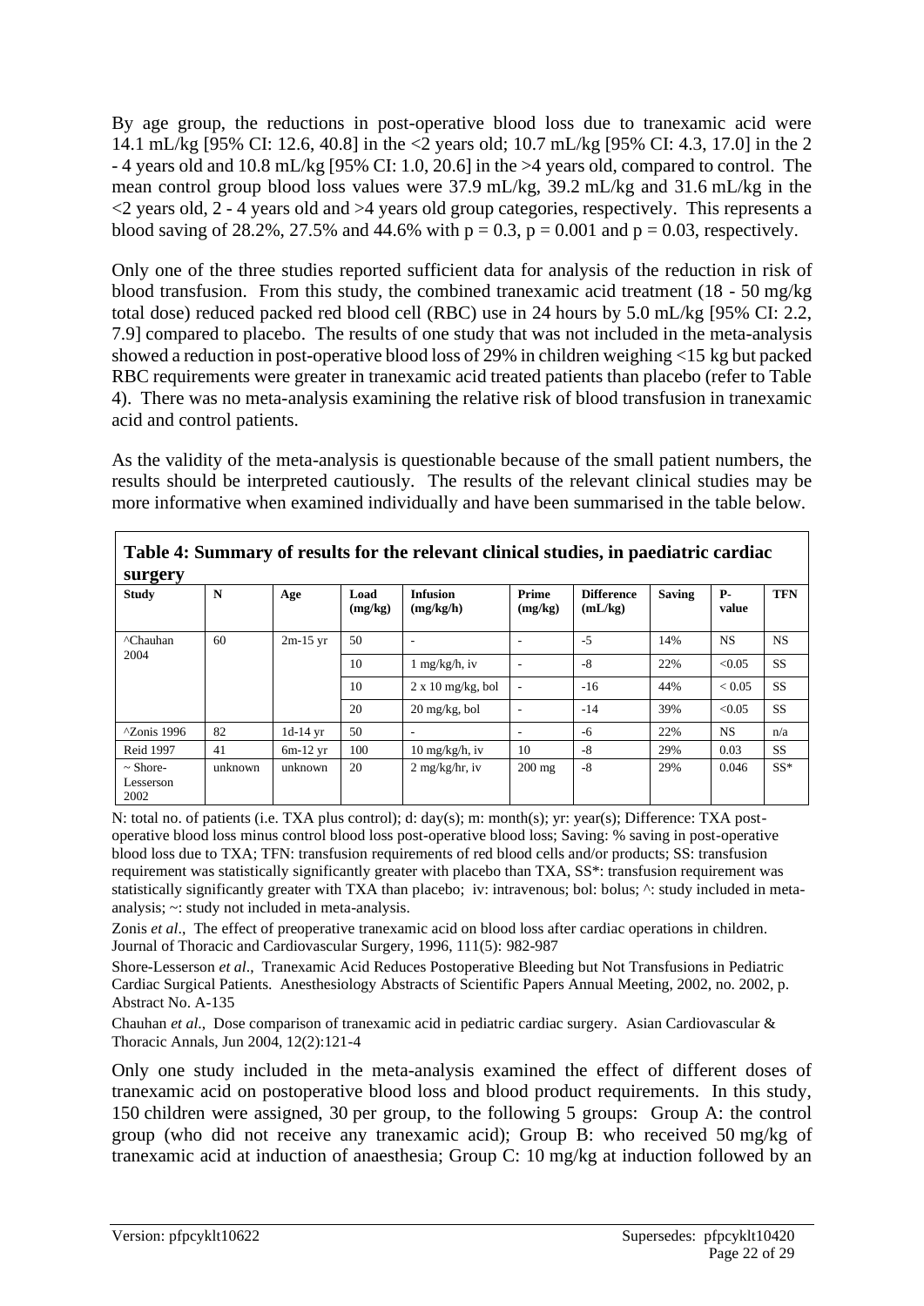By age group, the reductions in post-operative blood loss due to tranexamic acid were 14.1 mL/kg [95% CI: 12.6, 40.8] in the <2 years old; 10.7 mL/kg [95% CI: 4.3, 17.0] in the 2 - 4 years old and 10.8 mL/kg [95% CI: 1.0, 20.6] in the >4 years old, compared to control. The mean control group blood loss values were 37.9 mL/kg, 39.2 mL/kg and 31.6 mL/kg in the <2 years old, 2 - 4 years old and >4 years old group categories, respectively. This represents a blood saving of 28.2%, 27.5% and 44.6% with p = 0.3, p = 0.001 and p = 0.03, respectively.

Only one of the three studies reported sufficient data for analysis of the reduction in risk of blood transfusion. From this study, the combined tranexamic acid treatment (18 - 50 mg/kg total dose) reduced packed red blood cell (RBC) use in 24 hours by 5.0 mL/kg [95% CI: 2.2, 7.9] compared to placebo. The results of one study that was not included in the meta-analysis showed a reduction in post-operative blood loss of 29% in children weighing <15 kg but packed RBC requirements were greater in tranexamic acid treated patients than placebo (refer to Table 4). There was no meta-analysis examining the relative risk of blood transfusion in tranexamic acid and control patients.

As the validity of the meta-analysis is questionable because of the small patient numbers, the results should be interpreted cautiously. The results of the relevant clinical studies may be more informative when examined individually and have been summarised in the table below.

**Table 4: Summary of results for the relevant clinical studies, in paediatric cardiac surgery**

| Study | N | Age | Load (mg/kg) | Infusion (mg/kg/h) | Prime (mg/kg) | Difference (mL/kg) | Saving | P-value | TFN |
|---|---|---|---|---|---|---|---|---|---|
| ^Chauhan 2004 | 60 | 2m-15 yr | 50 | - | - | -5 | 14% | NS | NS |
| | | | 10 | 1 mg/kg/h, iv | - | -8 | 22% | <0.05 | SS |
| | | | 10 | 2 x 10 mg/kg, bol | - | -16 | 44% | < 0.05 | SS |
| | | | 20 | 20 mg/kg, bol | - | -14 | 39% | <0.05 | SS |
| ^Zonis 1996 | 82 | 1d-14 yr | 50 | - | - | -6 | 22% | NS | n/a |
| Reid 1997 | 41 | 6m-12 yr | 100 | 10 mg/kg/h, iv | 10 | -8 | 29% | 0.03 | SS |
| ~ Shore-Lesserson 2002 | unknown | unknown | 20 | 2 mg/kg/hr, iv | 200 mg | -8 | 29% | 0.046 | SS* |

N: total no. of patients (i.e. TXA plus control); d: day(s); m: month(s); yr: year(s); Difference: TXA post-operative blood loss minus control blood loss post-operative blood loss; Saving: % saving in post-operative blood loss due to TXA; TFN: transfusion requirements of red blood cells and/or products; SS: transfusion requirement was statistically significantly greater with placebo than TXA, SS*: transfusion requirement was statistically significantly greater with TXA than placebo; iv: intravenous; bol: bolus; ^: study included in meta-analysis; ~: study not included in meta-analysis.

Zonis *et al*., The effect of preoperative tranexamic acid on blood loss after cardiac operations in children. Journal of Thoracic and Cardiovascular Surgery, 1996, 111(5): 982-987

Shore-Lesserson *et al*., Tranexamic Acid Reduces Postoperative Bleeding but Not Transfusions in Pediatric Cardiac Surgical Patients. Anesthesiology Abstracts of Scientific Papers Annual Meeting, 2002, no. 2002, p. Abstract No. A-135

Chauhan *et al*., Dose comparison of tranexamic acid in pediatric cardiac surgery. Asian Cardiovascular & Thoracic Annals, Jun 2004, 12(2):121-4

Only one study included in the meta-analysis examined the effect of different doses of tranexamic acid on postoperative blood loss and blood product requirements. In this study, 150 children were assigned, 30 per group, to the following 5 groups: Group A: the control group (who did not receive any tranexamic acid); Group B: who received 50 mg/kg of tranexamic acid at induction of anaesthesia; Group C: 10 mg/kg at induction followed by an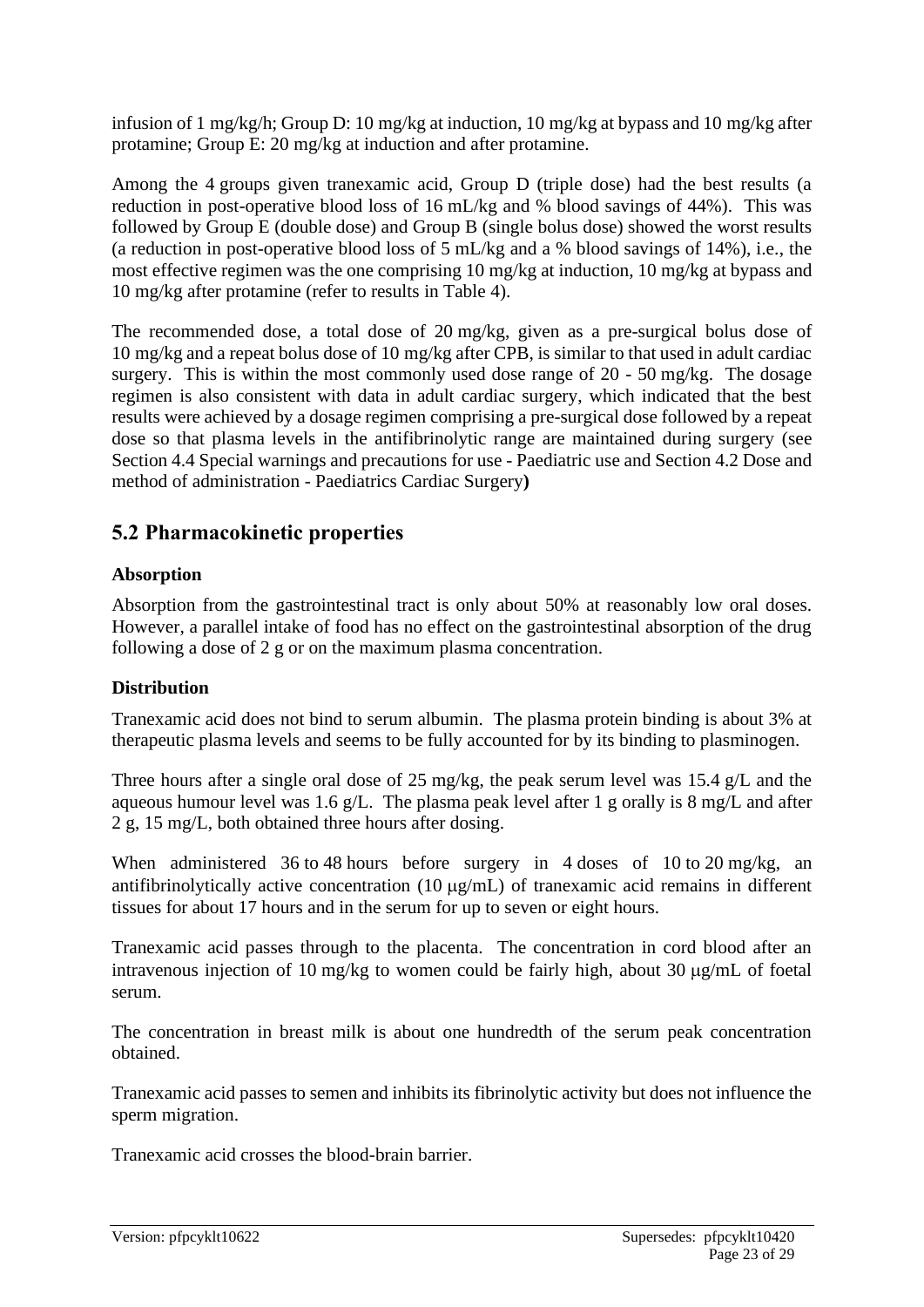infusion of 1 mg/kg/h; Group D: 10 mg/kg at induction, 10 mg/kg at bypass and 10 mg/kg after protamine; Group E: 20 mg/kg at induction and after protamine.

Among the 4 groups given tranexamic acid, Group D (triple dose) had the best results (a reduction in post-operative blood loss of 16 mL/kg and % blood savings of 44%). This was followed by Group E (double dose) and Group B (single bolus dose) showed the worst results (a reduction in post-operative blood loss of 5 mL/kg and a % blood savings of 14%), i.e., the most effective regimen was the one comprising 10 mg/kg at induction, 10 mg/kg at bypass and 10 mg/kg after protamine (refer to results in Table 4).

The recommended dose, a total dose of 20 mg/kg, given as a pre-surgical bolus dose of 10 mg/kg and a repeat bolus dose of 10 mg/kg after CPB, is similar to that used in adult cardiac surgery. This is within the most commonly used dose range of 20 - 50 mg/kg. The dosage regimen is also consistent with data in adult cardiac surgery, which indicated that the best results were achieved by a dosage regimen comprising a pre-surgical dose followed by a repeat dose so that plasma levels in the antifibrinolytic range are maintained during surgery (see Section 4.4 Special warnings and precautions for use - Paediatric use and Section 4.2 Dose and method of administration - Paediatrics Cardiac Surgery**)**

## 5.2 Pharmacokinetic properties

**Absorption**

Absorption from the gastrointestinal tract is only about 50% at reasonably low oral doses. However, a parallel intake of food has no effect on the gastrointestinal absorption of the drug following a dose of 2 g or on the maximum plasma concentration.

**Distribution**

Tranexamic acid does not bind to serum albumin. The plasma protein binding is about 3% at therapeutic plasma levels and seems to be fully accounted for by its binding to plasminogen.

Three hours after a single oral dose of 25 mg/kg, the peak serum level was 15.4 g/L and the aqueous humour level was 1.6 g/L. The plasma peak level after 1 g orally is 8 mg/L and after 2 g, 15 mg/L, both obtained three hours after dosing.

When administered 36 to 48 hours before surgery in 4 doses of 10 to 20 mg/kg, an antifibrinolytically active concentration (10 μg/mL) of tranexamic acid remains in different tissues for about 17 hours and in the serum for up to seven or eight hours.

Tranexamic acid passes through to the placenta. The concentration in cord blood after an intravenous injection of 10 mg/kg to women could be fairly high, about 30 μg/mL of foetal serum.

The concentration in breast milk is about one hundredth of the serum peak concentration obtained.

Tranexamic acid passes to semen and inhibits its fibrinolytic activity but does not influence the sperm migration.

Tranexamic acid crosses the blood-brain barrier.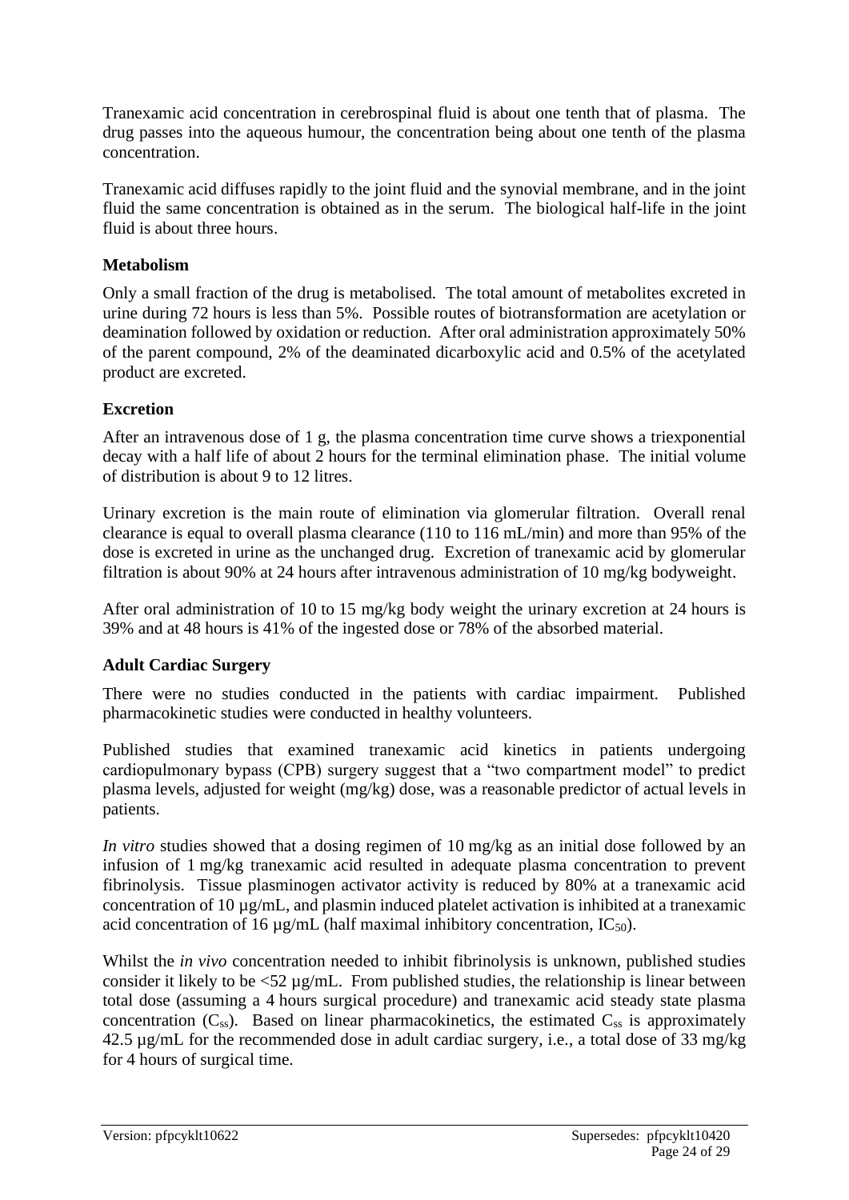Tranexamic acid concentration in cerebrospinal fluid is about one tenth that of plasma. The drug passes into the aqueous humour, the concentration being about one tenth of the plasma concentration.

Tranexamic acid diffuses rapidly to the joint fluid and the synovial membrane, and in the joint fluid the same concentration is obtained as in the serum. The biological half-life in the joint fluid is about three hours.

### Metabolism

Only a small fraction of the drug is metabolised. The total amount of metabolites excreted in urine during 72 hours is less than 5%. Possible routes of biotransformation are acetylation or deamination followed by oxidation or reduction. After oral administration approximately 50% of the parent compound, 2% of the deaminated dicarboxylic acid and 0.5% of the acetylated product are excreted.

### Excretion

After an intravenous dose of 1 g, the plasma concentration time curve shows a triexponential decay with a half life of about 2 hours for the terminal elimination phase. The initial volume of distribution is about 9 to 12 litres.

Urinary excretion is the main route of elimination via glomerular filtration. Overall renal clearance is equal to overall plasma clearance (110 to 116 mL/min) and more than 95% of the dose is excreted in urine as the unchanged drug. Excretion of tranexamic acid by glomerular filtration is about 90% at 24 hours after intravenous administration of 10 mg/kg bodyweight.

After oral administration of 10 to 15 mg/kg body weight the urinary excretion at 24 hours is 39% and at 48 hours is 41% of the ingested dose or 78% of the absorbed material.

### Adult Cardiac Surgery

There were no studies conducted in the patients with cardiac impairment. Published pharmacokinetic studies were conducted in healthy volunteers.

Published studies that examined tranexamic acid kinetics in patients undergoing cardiopulmonary bypass (CPB) surgery suggest that a "two compartment model" to predict plasma levels, adjusted for weight (mg/kg) dose, was a reasonable predictor of actual levels in patients.

*In vitro* studies showed that a dosing regimen of 10 mg/kg as an initial dose followed by an infusion of 1 mg/kg tranexamic acid resulted in adequate plasma concentration to prevent fibrinolysis. Tissue plasminogen activator activity is reduced by 80% at a tranexamic acid concentration of 10 µg/mL, and plasmin induced platelet activation is inhibited at a tranexamic acid concentration of 16 µg/mL (half maximal inhibitory concentration, $IC_{50}$).

Whilst the *in vivo* concentration needed to inhibit fibrinolysis is unknown, published studies consider it likely to be <52 µg/mL. From published studies, the relationship is linear between total dose (assuming a 4 hours surgical procedure) and tranexamic acid steady state plasma concentration ($C_{ss}$). Based on linear pharmacokinetics, the estimated $C_{ss}$ is approximately 42.5 µg/mL for the recommended dose in adult cardiac surgery, i.e., a total dose of 33 mg/kg for 4 hours of surgical time.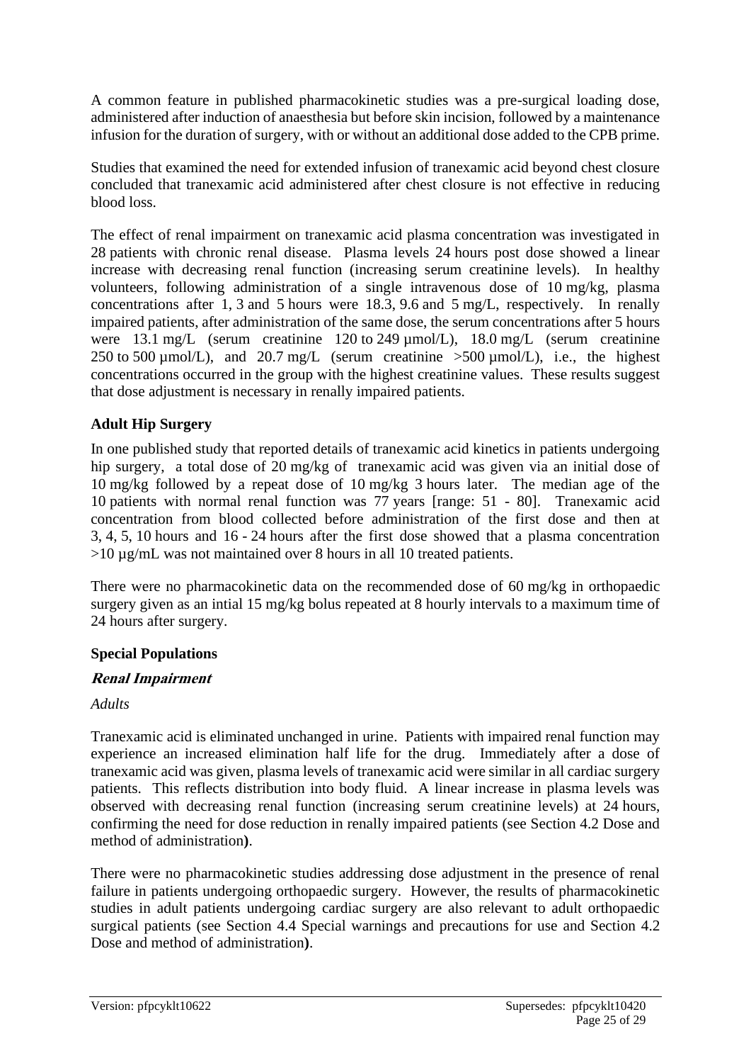A common feature in published pharmacokinetic studies was a pre-surgical loading dose, administered after induction of anaesthesia but before skin incision, followed by a maintenance infusion for the duration of surgery, with or without an additional dose added to the CPB prime.

Studies that examined the need for extended infusion of tranexamic acid beyond chest closure concluded that tranexamic acid administered after chest closure is not effective in reducing blood loss.

The effect of renal impairment on tranexamic acid plasma concentration was investigated in 28 patients with chronic renal disease. Plasma levels 24 hours post dose showed a linear increase with decreasing renal function (increasing serum creatinine levels). In healthy volunteers, following administration of a single intravenous dose of 10 mg/kg, plasma concentrations after 1, 3 and 5 hours were 18.3, 9.6 and 5 mg/L, respectively. In renally impaired patients, after administration of the same dose, the serum concentrations after 5 hours were 13.1 mg/L (serum creatinine 120 to 249 µmol/L), 18.0 mg/L (serum creatinine 250 to 500 µmol/L), and 20.7 mg/L (serum creatinine >500 µmol/L), i.e., the highest concentrations occurred in the group with the highest creatinine values. These results suggest that dose adjustment is necessary in renally impaired patients.

**Adult Hip Surgery**

In one published study that reported details of tranexamic acid kinetics in patients undergoing hip surgery, a total dose of 20 mg/kg of tranexamic acid was given via an initial dose of 10 mg/kg followed by a repeat dose of 10 mg/kg 3 hours later. The median age of the 10 patients with normal renal function was 77 years [range: 51 - 80]. Tranexamic acid concentration from blood collected before administration of the first dose and then at 3, 4, 5, 10 hours and 16 - 24 hours after the first dose showed that a plasma concentration >10 µg/mL was not maintained over 8 hours in all 10 treated patients.

There were no pharmacokinetic data on the recommended dose of 60 mg/kg in orthopaedic surgery given as an intial 15 mg/kg bolus repeated at 8 hourly intervals to a maximum time of 24 hours after surgery.

**Special Populations**

***Renal Impairment***

*Adults*

Tranexamic acid is eliminated unchanged in urine. Patients with impaired renal function may experience an increased elimination half life for the drug. Immediately after a dose of tranexamic acid was given, plasma levels of tranexamic acid were similar in all cardiac surgery patients. This reflects distribution into body fluid. A linear increase in plasma levels was observed with decreasing renal function (increasing serum creatinine levels) at 24 hours, confirming the need for dose reduction in renally impaired patients (see Section 4.2 Dose and method of administration**)**.

There were no pharmacokinetic studies addressing dose adjustment in the presence of renal failure in patients undergoing orthopaedic surgery. However, the results of pharmacokinetic studies in adult patients undergoing cardiac surgery are also relevant to adult orthopaedic surgical patients (see Section 4.4 Special warnings and precautions for use and Section 4.2 Dose and method of administration**)**.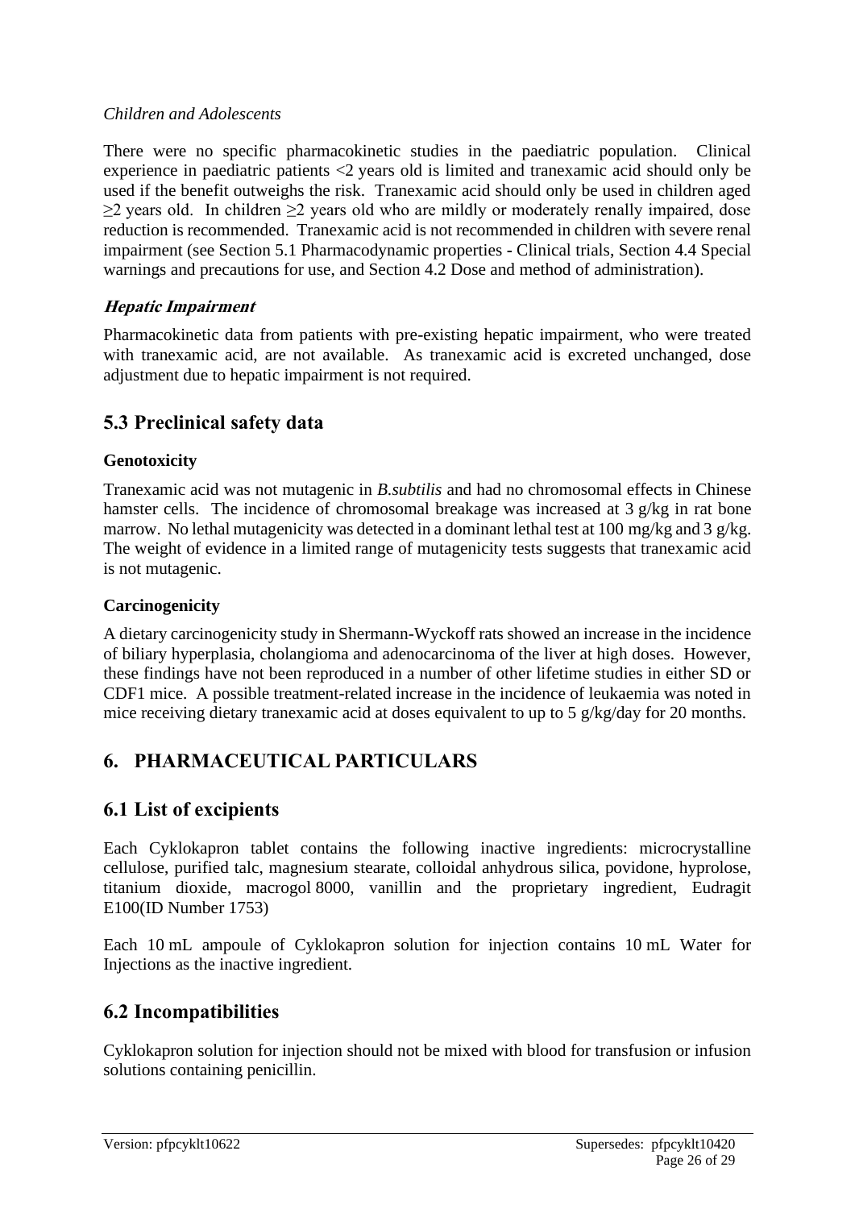*Children and Adolescents*

There were no specific pharmacokinetic studies in the paediatric population. Clinical experience in paediatric patients <2 years old is limited and tranexamic acid should only be used if the benefit outweighs the risk. Tranexamic acid should only be used in children aged ≥2 years old. In children ≥2 years old who are mildly or moderately renally impaired, dose reduction is recommended. Tranexamic acid is not recommended in children with severe renal impairment (see Section 5.1 Pharmacodynamic properties - Clinical trials, Section 4.4 Special warnings and precautions for use, and Section 4.2 Dose and method of administration).

***Hepatic Impairment***

Pharmacokinetic data from patients with pre-existing hepatic impairment, who were treated with tranexamic acid, are not available. As tranexamic acid is excreted unchanged, dose adjustment due to hepatic impairment is not required.

## 5.3 Preclinical safety data

**Genotoxicity**

Tranexamic acid was not mutagenic in *B.subtilis* and had no chromosomal effects in Chinese hamster cells. The incidence of chromosomal breakage was increased at 3 g/kg in rat bone marrow. No lethal mutagenicity was detected in a dominant lethal test at 100 mg/kg and 3 g/kg. The weight of evidence in a limited range of mutagenicity tests suggests that tranexamic acid is not mutagenic.

**Carcinogenicity**

A dietary carcinogenicity study in Shermann-Wyckoff rats showed an increase in the incidence of biliary hyperplasia, cholangioma and adenocarcinoma of the liver at high doses. However, these findings have not been reproduced in a number of other lifetime studies in either SD or CDF1 mice. A possible treatment-related increase in the incidence of leukaemia was noted in mice receiving dietary tranexamic acid at doses equivalent to up to 5 g/kg/day for 20 months.

# 6. PHARMACEUTICAL PARTICULARS

## 6.1 List of excipients

Each Cyklokapron tablet contains the following inactive ingredients: microcrystalline cellulose, purified talc, magnesium stearate, colloidal anhydrous silica, povidone, hyprolose, titanium dioxide, macrogol 8000, vanillin and the proprietary ingredient, Eudragit E100(ID Number 1753)

Each 10 mL ampoule of Cyklokapron solution for injection contains 10 mL Water for Injections as the inactive ingredient.

## 6.2 Incompatibilities

Cyklokapron solution for injection should not be mixed with blood for transfusion or infusion solutions containing penicillin.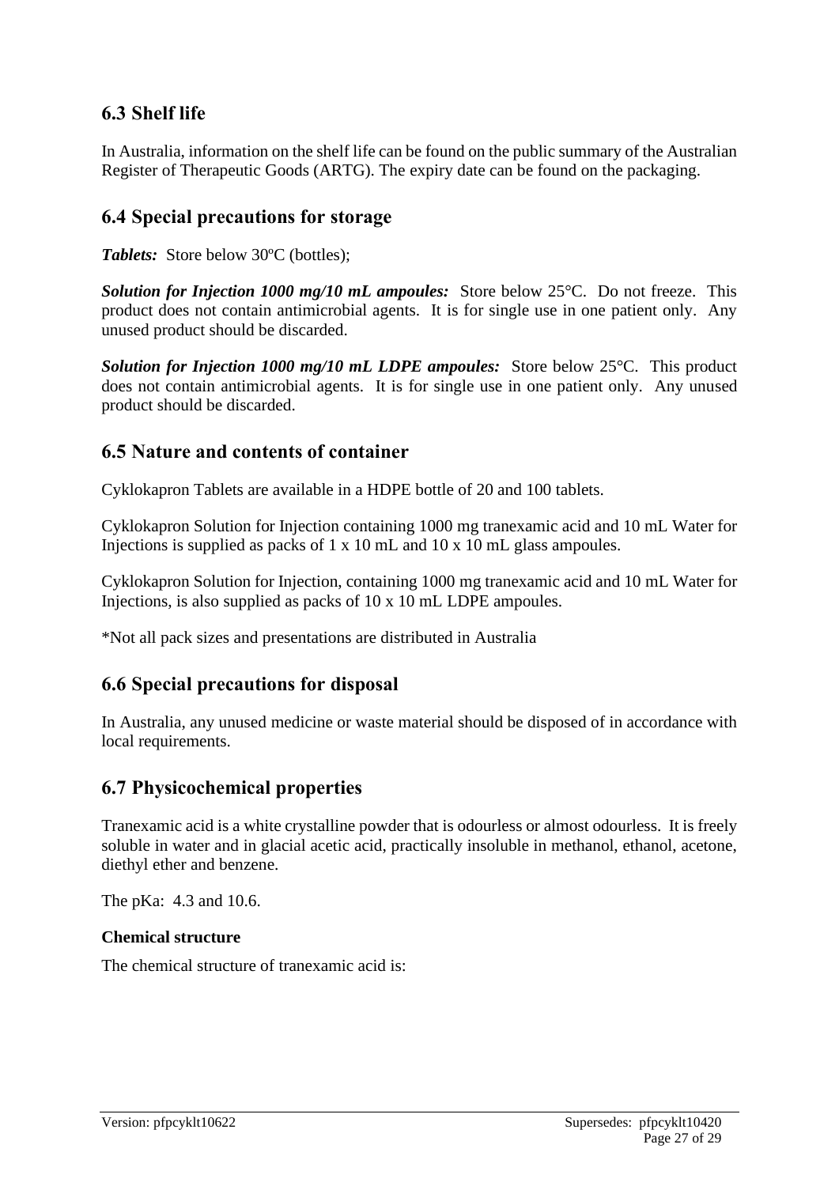## 6.3 Shelf life

In Australia, information on the shelf life can be found on the public summary of the Australian Register of Therapeutic Goods (ARTG). The expiry date can be found on the packaging.

## 6.4 Special precautions for storage

***Tablets:*** Store below 30ºC (bottles);

***Solution for Injection 1000 mg/10 mL ampoules:*** Store below 25°C. Do not freeze. This product does not contain antimicrobial agents. It is for single use in one patient only. Any unused product should be discarded.

***Solution for Injection 1000 mg/10 mL LDPE ampoules:*** Store below 25°C. This product does not contain antimicrobial agents. It is for single use in one patient only. Any unused product should be discarded.

## 6.5 Nature and contents of container

Cyklokapron Tablets are available in a HDPE bottle of 20 and 100 tablets.

Cyklokapron Solution for Injection containing 1000 mg tranexamic acid and 10 mL Water for Injections is supplied as packs of 1 x 10 mL and 10 x 10 mL glass ampoules.

Cyklokapron Solution for Injection, containing 1000 mg tranexamic acid and 10 mL Water for Injections, is also supplied as packs of 10 x 10 mL LDPE ampoules.

*Not all pack sizes and presentations are distributed in Australia

## 6.6 Special precautions for disposal

In Australia, any unused medicine or waste material should be disposed of in accordance with local requirements.

## 6.7 Physicochemical properties

Tranexamic acid is a white crystalline powder that is odourless or almost odourless. It is freely soluble in water and in glacial acetic acid, practically insoluble in methanol, ethanol, acetone, diethyl ether and benzene.

The pKa: 4.3 and 10.6.

**Chemical structure**

The chemical structure of tranexamic acid is: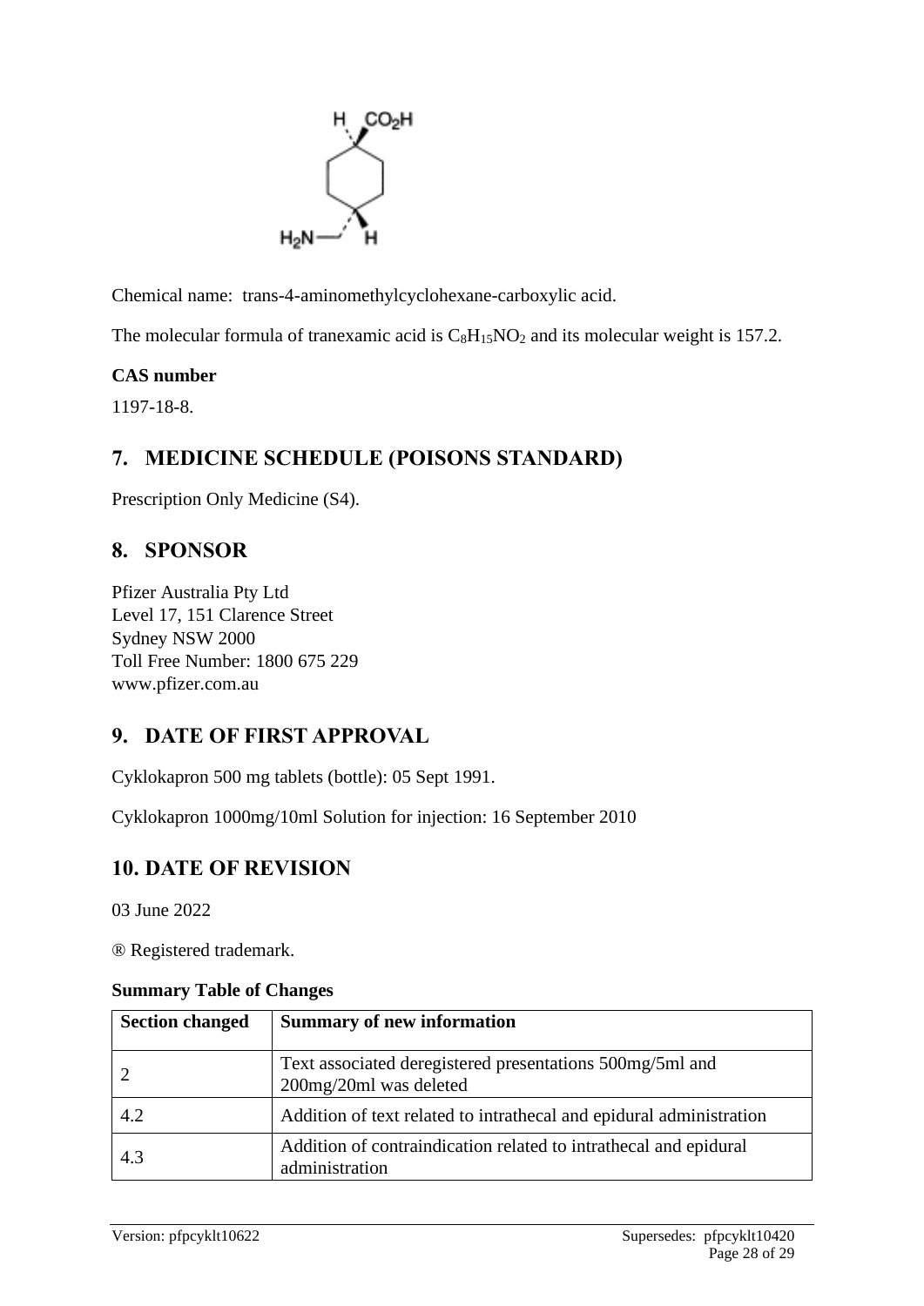Chemical name: trans-4-aminomethylcyclohexane-carboxylic acid.

The molecular formula of tranexamic acid is $C_8H_{15}NO_2$ and its molecular weight is 157.2.

**CAS number**

1197-18-8.

## 7. MEDICINE SCHEDULE (POISONS STANDARD)

Prescription Only Medicine (S4).

## 8. SPONSOR

Pfizer Australia Pty Ltd
Level 17, 151 Clarence Street
Sydney NSW 2000
Toll Free Number: 1800 675 229
www.pfizer.com.au

## 9. DATE OF FIRST APPROVAL

Cyklokapron 500 mg tablets (bottle): 05 Sept 1991.

Cyklokapron 1000mg/10ml Solution for injection: 16 September 2010

## 10. DATE OF REVISION

03 June 2022

® Registered trademark.

**Summary Table of Changes**

| Section changed | Summary of new information |
|---|---|
| 2 | Text associated deregistered presentations 500mg/5ml and 200mg/20ml was deleted |
| 4.2 | Addition of text related to intrathecal and epidural administration |
| 4.3 | Addition of contraindication related to intrathecal and epidural administration |

Version: pfpcyklt10622 Supersedes: pfpcyklt10420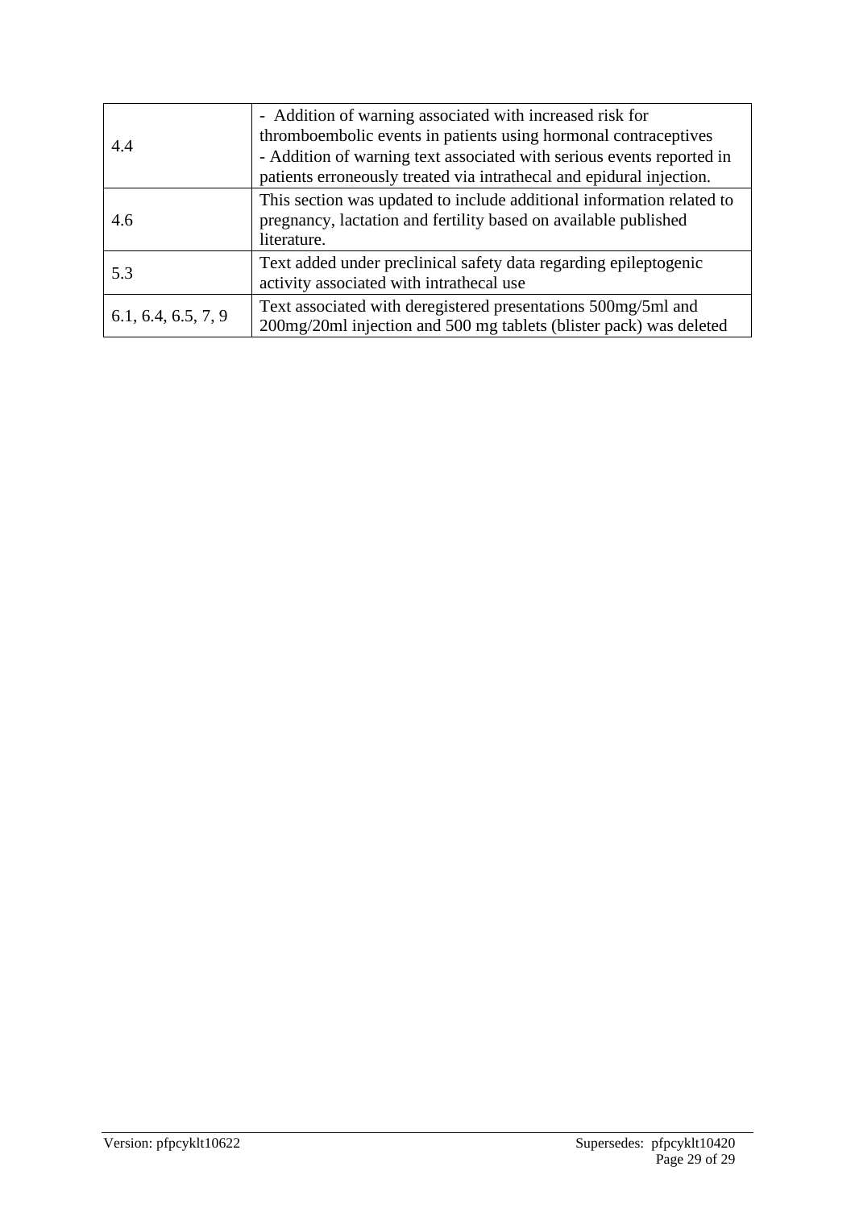| | |
|---|---|
| 4.4 | - Addition of warning associated with increased risk for thromboembolic events in patients using hormonal contraceptives<br>- Addition of warning text associated with serious events reported in patients erroneously treated via intrathecal and epidural injection. |
| 4.6 | This section was updated to include additional information related to pregnancy, lactation and fertility based on available published literature. |
| 5.3 | Text added under preclinical safety data regarding epileptogenic activity associated with intrathecal use |
| 6.1, 6.4, 6.5, 7, 9 | Text associated with deregistered presentations 500mg/5ml and 200mg/20ml injection and 500 mg tablets (blister pack) was deleted |

Version: pfpcyklt10622 Supersedes: pfpcyklt10420